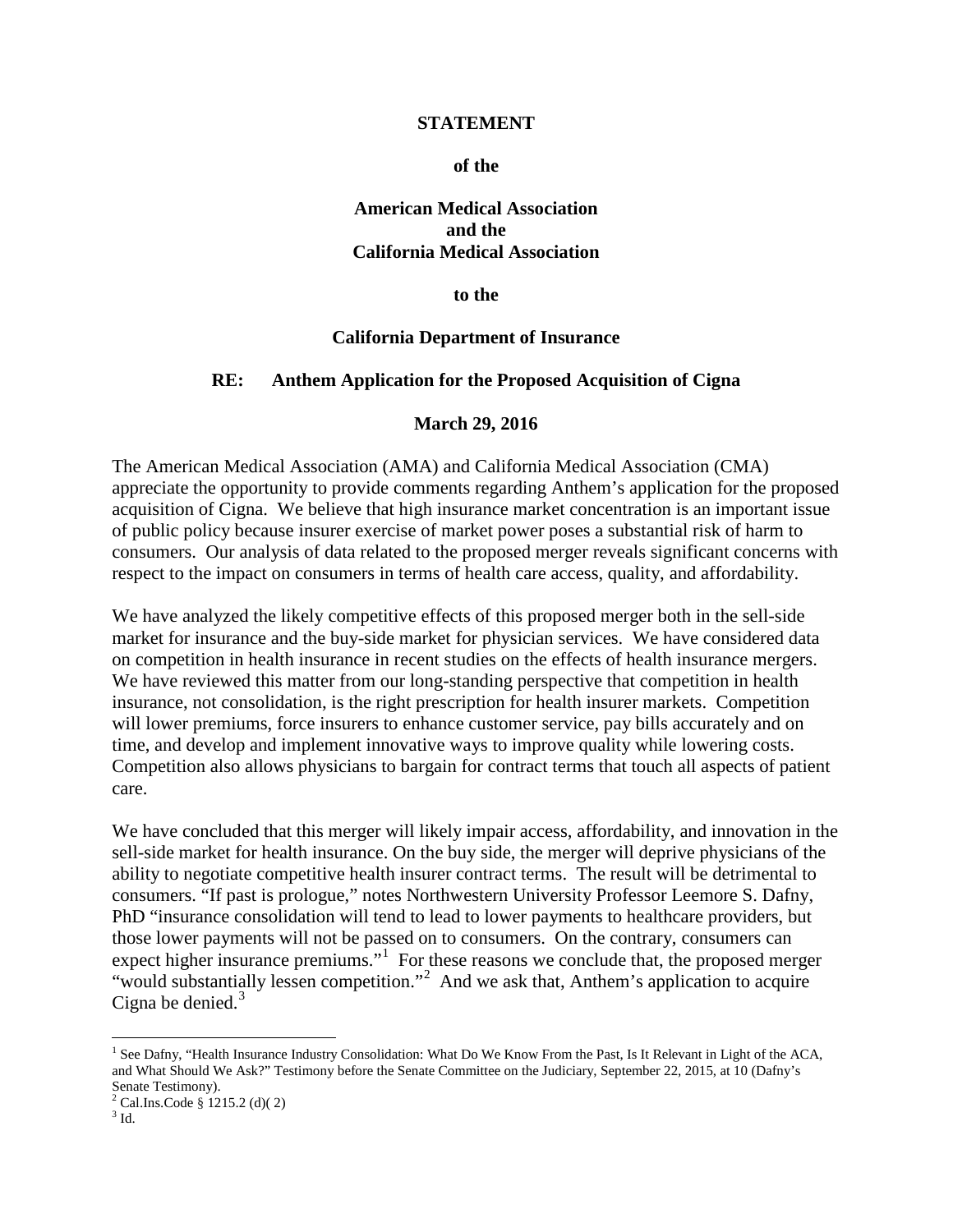**STATEMENT**

**of the**

**American Medical Association**
**and the**
**California Medical Association**

**to the**

**California Department of Insurance**

**RE: Anthem Application for the Proposed Acquisition of Cigna**

**March 29, 2016**

The American Medical Association (AMA) and California Medical Association (CMA) appreciate the opportunity to provide comments regarding Anthem's application for the proposed acquisition of Cigna. We believe that high insurance market concentration is an important issue of public policy because insurer exercise of market power poses a substantial risk of harm to consumers. Our analysis of data related to the proposed merger reveals significant concerns with respect to the impact on consumers in terms of health care access, quality, and affordability.

We have analyzed the likely competitive effects of this proposed merger both in the sell-side market for insurance and the buy-side market for physician services. We have considered data on competition in health insurance in recent studies on the effects of health insurance mergers. We have reviewed this matter from our long-standing perspective that competition in health insurance, not consolidation, is the right prescription for health insurer markets. Competition will lower premiums, force insurers to enhance customer service, pay bills accurately and on time, and develop and implement innovative ways to improve quality while lowering costs. Competition also allows physicians to bargain for contract terms that touch all aspects of patient care.

We have concluded that this merger will likely impair access, affordability, and innovation in the sell-side market for health insurance. On the buy side, the merger will deprive physicians of the ability to negotiate competitive health insurer contract terms. The result will be detrimental to consumers. "If past is prologue," notes Northwestern University Professor Leemore S. Dafny, PhD "insurance consolidation will tend to lead to lower payments to healthcare providers, but those lower payments will not be passed on to consumers. On the contrary, consumers can expect higher insurance premiums."[1] For these reasons we conclude that, the proposed merger "would substantially lessen competition."[2] And we ask that, Anthem's application to acquire Cigna be denied.[3]

---

[1] See Dafny, "Health Insurance Industry Consolidation: What Do We Know From the Past, Is It Relevant in Light of the ACA, and What Should We Ask?" Testimony before the Senate Committee on the Judiciary, September 22, 2015, at 10 (Dafny's Senate Testimony).

[2] Cal.Ins.Code § 1215.2 (d)( 2)

[3] Id.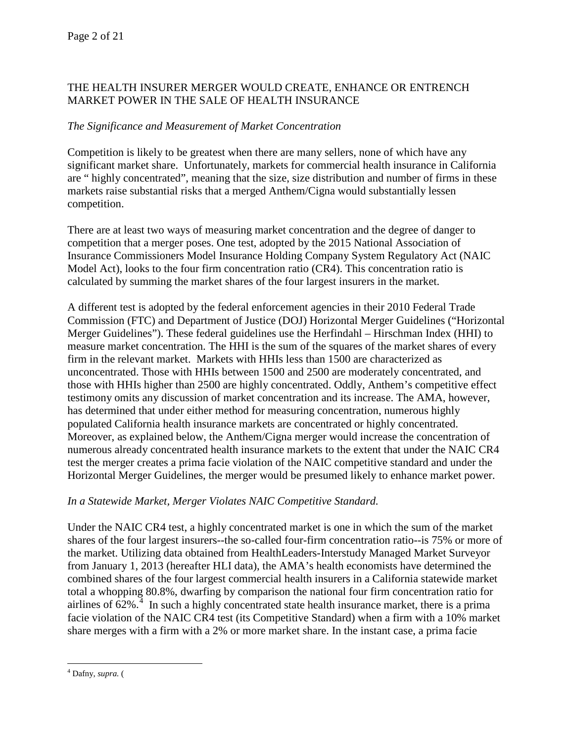THE HEALTH INSURER MERGER WOULD CREATE, ENHANCE OR ENTRENCH MARKET POWER IN THE SALE OF HEALTH INSURANCE

*The Significance and Measurement of Market Concentration*

Competition is likely to be greatest when there are many sellers, none of which have any significant market share. Unfortunately, markets for commercial health insurance in California are " highly concentrated", meaning that the size, size distribution and number of firms in these markets raise substantial risks that a merged Anthem/Cigna would substantially lessen competition.

There are at least two ways of measuring market concentration and the degree of danger to competition that a merger poses. One test, adopted by the 2015 National Association of Insurance Commissioners Model Insurance Holding Company System Regulatory Act (NAIC Model Act), looks to the four firm concentration ratio (CR4). This concentration ratio is calculated by summing the market shares of the four largest insurers in the market.

A different test is adopted by the federal enforcement agencies in their 2010 Federal Trade Commission (FTC) and Department of Justice (DOJ) Horizontal Merger Guidelines ("Horizontal Merger Guidelines"). These federal guidelines use the Herfindahl – Hirschman Index (HHI) to measure market concentration. The HHI is the sum of the squares of the market shares of every firm in the relevant market. Markets with HHIs less than 1500 are characterized as unconcentrated. Those with HHIs between 1500 and 2500 are moderately concentrated, and those with HHIs higher than 2500 are highly concentrated. Oddly, Anthem's competitive effect testimony omits any discussion of market concentration and its increase. The AMA, however, has determined that under either method for measuring concentration, numerous highly populated California health insurance markets are concentrated or highly concentrated. Moreover, as explained below, the Anthem/Cigna merger would increase the concentration of numerous already concentrated health insurance markets to the extent that under the NAIC CR4 test the merger creates a prima facie violation of the NAIC competitive standard and under the Horizontal Merger Guidelines, the merger would be presumed likely to enhance market power.

*In a Statewide Market, Merger Violates NAIC Competitive Standard.*

Under the NAIC CR4 test, a highly concentrated market is one in which the sum of the market shares of the four largest insurers--the so-called four-firm concentration ratio--is 75% or more of the market. Utilizing data obtained from HealthLeaders-Interstudy Managed Market Surveyor from January 1, 2013 (hereafter HLI data), the AMA's health economists have determined the combined shares of the four largest commercial health insurers in a California statewide market total a whopping 80.8%, dwarfing by comparison the national four firm concentration ratio for airlines of 62%.[4] In such a highly concentrated state health insurance market, there is a prima facie violation of the NAIC CR4 test (its Competitive Standard) when a firm with a 10% market share merges with a firm with a 2% or more market share. In the instant case, a prima facie

[4] Dafny, *supra.* (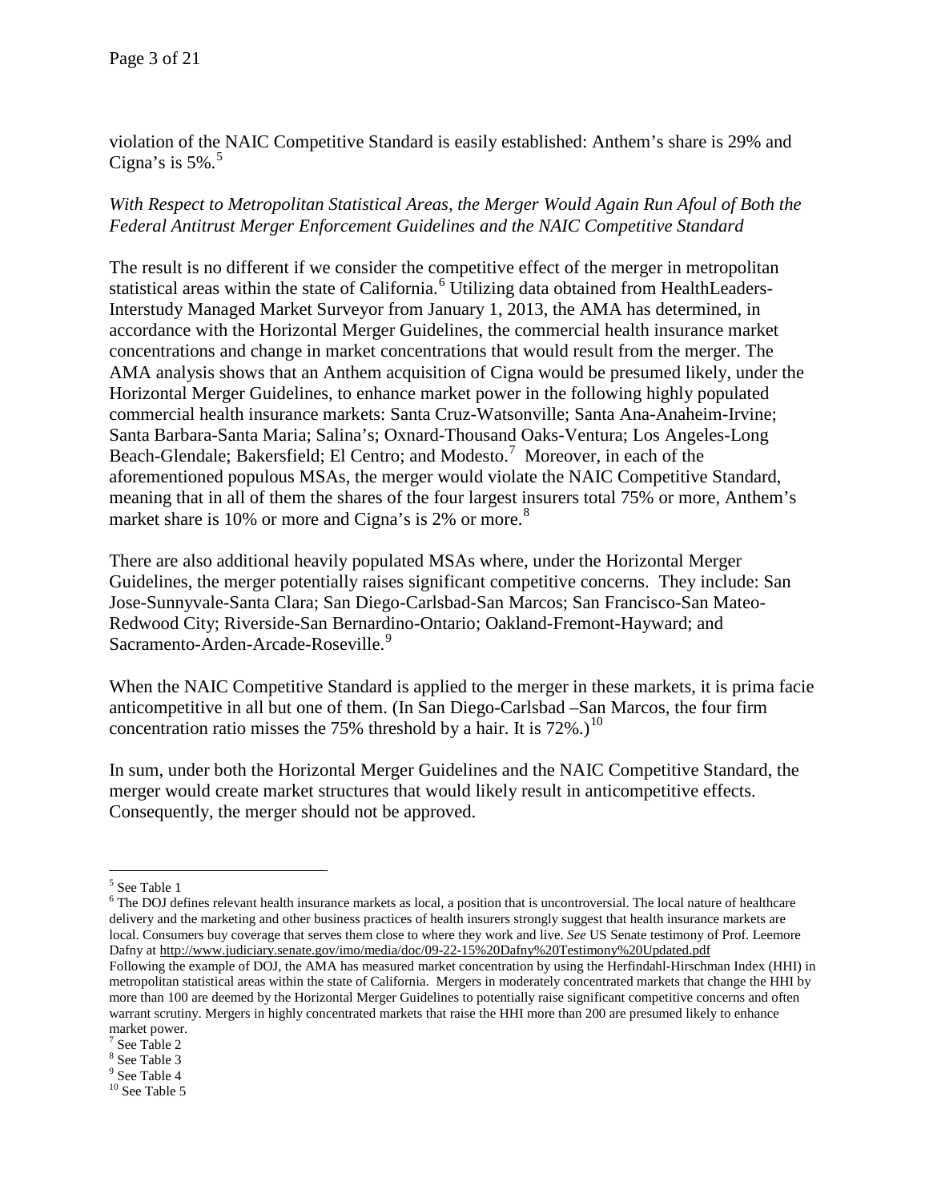violation of the NAIC Competitive Standard is easily established: Anthem's share is 29% and Cigna's is 5%.[5]

*With Respect to Metropolitan Statistical Areas, the Merger Would Again Run Afoul of Both the Federal Antitrust Merger Enforcement Guidelines and the NAIC Competitive Standard*

The result is no different if we consider the competitive effect of the merger in metropolitan statistical areas within the state of California.[6] Utilizing data obtained from HealthLeaders-Interstudy Managed Market Surveyor from January 1, 2013, the AMA has determined, in accordance with the Horizontal Merger Guidelines, the commercial health insurance market concentrations and change in market concentrations that would result from the merger. The AMA analysis shows that an Anthem acquisition of Cigna would be presumed likely, under the Horizontal Merger Guidelines, to enhance market power in the following highly populated commercial health insurance markets: Santa Cruz-Watsonville; Santa Ana-Anaheim-Irvine; Santa Barbara-Santa Maria; Salina's; Oxnard-Thousand Oaks-Ventura; Los Angeles-Long Beach-Glendale; Bakersfield; El Centro; and Modesto.[7] Moreover, in each of the aforementioned populous MSAs, the merger would violate the NAIC Competitive Standard, meaning that in all of them the shares of the four largest insurers total 75% or more, Anthem's market share is 10% or more and Cigna's is 2% or more.[8]

There are also additional heavily populated MSAs where, under the Horizontal Merger Guidelines, the merger potentially raises significant competitive concerns. They include: San Jose-Sunnyvale-Santa Clara; San Diego-Carlsbad-San Marcos; San Francisco-San Mateo-Redwood City; Riverside-San Bernardino-Ontario; Oakland-Fremont-Hayward; and Sacramento-Arden-Arcade-Roseville.[9]

When the NAIC Competitive Standard is applied to the merger in these markets, it is prima facie anticompetitive in all but one of them. (In San Diego-Carlsbad –San Marcos, the four firm concentration ratio misses the 75% threshold by a hair. It is 72%.)[10]

In sum, under both the Horizontal Merger Guidelines and the NAIC Competitive Standard, the merger would create market structures that would likely result in anticompetitive effects. Consequently, the merger should not be approved.

---

[5] See Table 1

[6] The DOJ defines relevant health insurance markets as local, a position that is uncontroversial. The local nature of healthcare delivery and the marketing and other business practices of health insurers strongly suggest that health insurance markets are local. Consumers buy coverage that serves them close to where they work and live. *See* US Senate testimony of Prof. Leemore Dafny at http://www.judiciary.senate.gov/imo/media/doc/09-22-15%20Dafny%20Testimony%20Updated.pdf
Following the example of DOJ, the AMA has measured market concentration by using the Herfindahl-Hirschman Index (HHI) in metropolitan statistical areas within the state of California. Mergers in moderately concentrated markets that change the HHI by more than 100 are deemed by the Horizontal Merger Guidelines to potentially raise significant competitive concerns and often warrant scrutiny. Mergers in highly concentrated markets that raise the HHI more than 200 are presumed likely to enhance market power.

[7] See Table 2

[8] See Table 3

[9] See Table 4

[10] See Table 5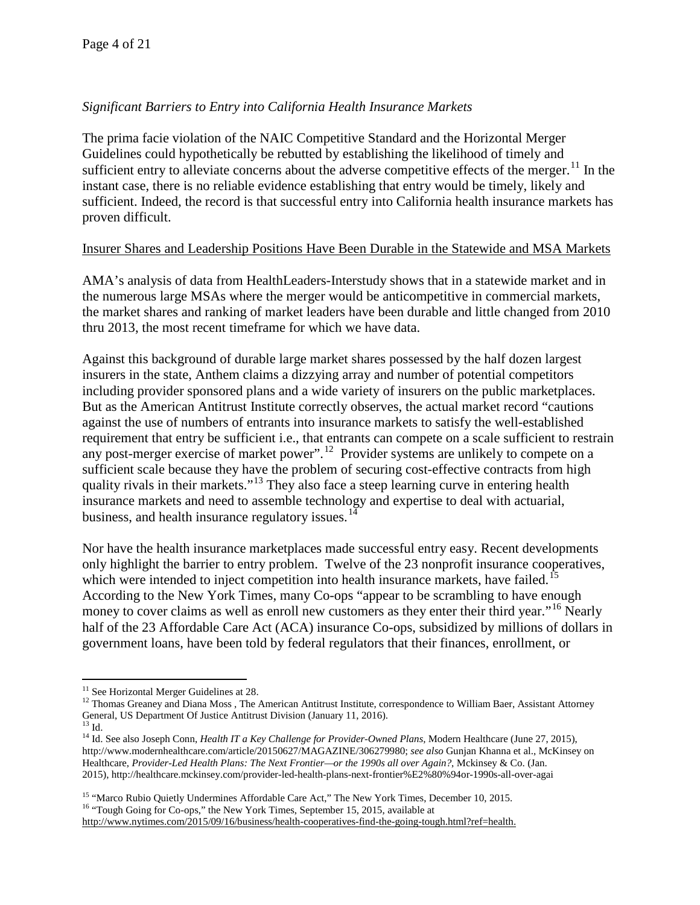*Significant Barriers to Entry into California Health Insurance Markets*

The prima facie violation of the NAIC Competitive Standard and the Horizontal Merger Guidelines could hypothetically be rebutted by establishing the likelihood of timely and sufficient entry to alleviate concerns about the adverse competitive effects of the merger.[11] In the instant case, there is no reliable evidence establishing that entry would be timely, likely and sufficient. Indeed, the record is that successful entry into California health insurance markets has proven difficult.

<u>Insurer Shares and Leadership Positions Have Been Durable in the Statewide and MSA Markets</u>

AMA's analysis of data from HealthLeaders-Interstudy shows that in a statewide market and in the numerous large MSAs where the merger would be anticompetitive in commercial markets, the market shares and ranking of market leaders have been durable and little changed from 2010 thru 2013, the most recent timeframe for which we have data.

Against this background of durable large market shares possessed by the half dozen largest insurers in the state, Anthem claims a dizzying array and number of potential competitors including provider sponsored plans and a wide variety of insurers on the public marketplaces. But as the American Antitrust Institute correctly observes, the actual market record "cautions against the use of numbers of entrants into insurance markets to satisfy the well-established requirement that entry be sufficient i.e., that entrants can compete on a scale sufficient to restrain any post-merger exercise of market power".[12] Provider systems are unlikely to compete on a sufficient scale because they have the problem of securing cost-effective contracts from high quality rivals in their markets."[13] They also face a steep learning curve in entering health insurance markets and need to assemble technology and expertise to deal with actuarial, business, and health insurance regulatory issues.[14]

Nor have the health insurance marketplaces made successful entry easy. Recent developments only highlight the barrier to entry problem. Twelve of the 23 nonprofit insurance cooperatives, which were intended to inject competition into health insurance markets, have failed.[15] According to the New York Times, many Co-ops "appear to be scrambling to have enough money to cover claims as well as enroll new customers as they enter their third year."[16] Nearly half of the 23 Affordable Care Act (ACA) insurance Co-ops, subsidized by millions of dollars in government loans, have been told by federal regulators that their finances, enrollment, or

---

[11] See Horizontal Merger Guidelines at 28.

[12] Thomas Greaney and Diana Moss , The American Antitrust Institute, correspondence to William Baer, Assistant Attorney General, US Department Of Justice Antitrust Division (January 11, 2016).

[13] Id.

[14] Id. See also Joseph Conn, *Health IT a Key Challenge for Provider-Owned Plans*, Modern Healthcare (June 27, 2015), http://www.modernhealthcare.com/article/20150627/MAGAZINE/306279980; *see also* Gunjan Khanna et al., McKinsey on Healthcare, *Provider-Led Health Plans: The Next Frontier—or the 1990s all over Again?*, Mckinsey & Co. (Jan. 2015), http://healthcare.mckinsey.com/provider-led-health-plans-next-frontier%E2%80%94or-1990s-all-over-agai

[15] "Marco Rubio Quietly Undermines Affordable Care Act," The New York Times, December 10, 2015.

[16] "Tough Going for Co-ops," the New York Times, September 15, 2015, available at http://www.nytimes.com/2015/09/16/business/health-cooperatives-find-the-going-tough.html?ref=health.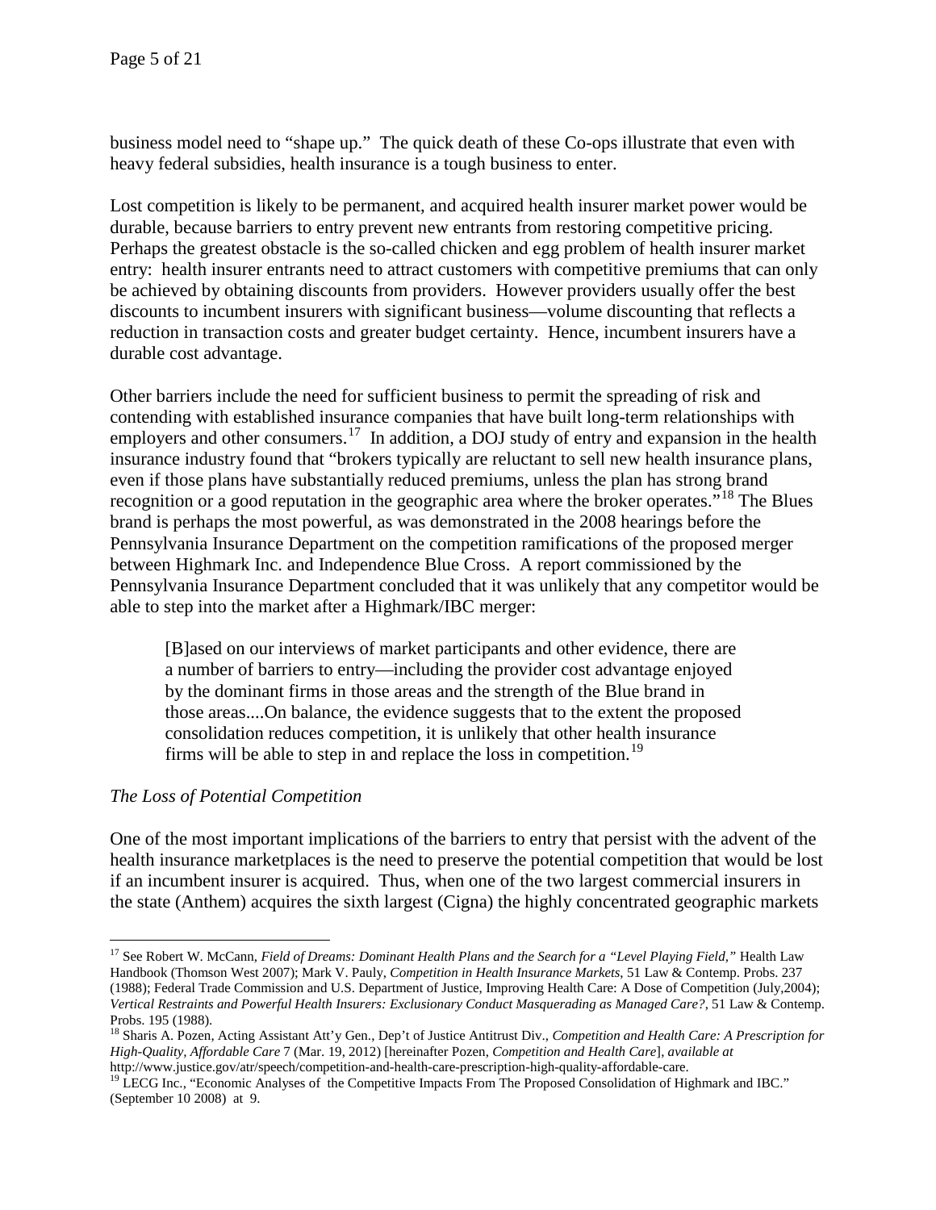business model need to "shape up." The quick death of these Co-ops illustrate that even with heavy federal subsidies, health insurance is a tough business to enter.

Lost competition is likely to be permanent, and acquired health insurer market power would be durable, because barriers to entry prevent new entrants from restoring competitive pricing. Perhaps the greatest obstacle is the so-called chicken and egg problem of health insurer market entry: health insurer entrants need to attract customers with competitive premiums that can only be achieved by obtaining discounts from providers. However providers usually offer the best discounts to incumbent insurers with significant business—volume discounting that reflects a reduction in transaction costs and greater budget certainty. Hence, incumbent insurers have a durable cost advantage.

Other barriers include the need for sufficient business to permit the spreading of risk and contending with established insurance companies that have built long-term relationships with employers and other consumers.[17] In addition, a DOJ study of entry and expansion in the health insurance industry found that "brokers typically are reluctant to sell new health insurance plans, even if those plans have substantially reduced premiums, unless the plan has strong brand recognition or a good reputation in the geographic area where the broker operates."[18] The Blues brand is perhaps the most powerful, as was demonstrated in the 2008 hearings before the Pennsylvania Insurance Department on the competition ramifications of the proposed merger between Highmark Inc. and Independence Blue Cross. A report commissioned by the Pennsylvania Insurance Department concluded that it was unlikely that any competitor would be able to step into the market after a Highmark/IBC merger:

> [B]ased on our interviews of market participants and other evidence, there are a number of barriers to entry—including the provider cost advantage enjoyed by the dominant firms in those areas and the strength of the Blue brand in those areas....On balance, the evidence suggests that to the extent the proposed consolidation reduces competition, it is unlikely that other health insurance firms will be able to step in and replace the loss in competition.[19]

*The Loss of Potential Competition*

One of the most important implications of the barriers to entry that persist with the advent of the health insurance marketplaces is the need to preserve the potential competition that would be lost if an incumbent insurer is acquired. Thus, when one of the two largest commercial insurers in the state (Anthem) acquires the sixth largest (Cigna) the highly concentrated geographic markets

---

[17] See Robert W. McCann, *Field of Dreams: Dominant Health Plans and the Search for a "Level Playing Field,"* Health Law Handbook (Thomson West 2007); Mark V. Pauly, *Competition in Health Insurance Markets*, 51 Law & Contemp. Probs. 237 (1988); Federal Trade Commission and U.S. Department of Justice, Improving Health Care: A Dose of Competition (July,2004); *Vertical Restraints and Powerful Health Insurers: Exclusionary Conduct Masquerading as Managed Care?*, 51 Law & Contemp. Probs. 195 (1988).

[18] Sharis A. Pozen, Acting Assistant Att'y Gen., Dep't of Justice Antitrust Div., *Competition and Health Care: A Prescription for High-Quality, Affordable Care* 7 (Mar. 19, 2012) [hereinafter Pozen, *Competition and Health Care*], *available at* http://www.justice.gov/atr/speech/competition-and-health-care-prescription-high-quality-affordable-care.

[19] LECG Inc., "Economic Analyses of the Competitive Impacts From The Proposed Consolidation of Highmark and IBC." (September 10 2008) at 9.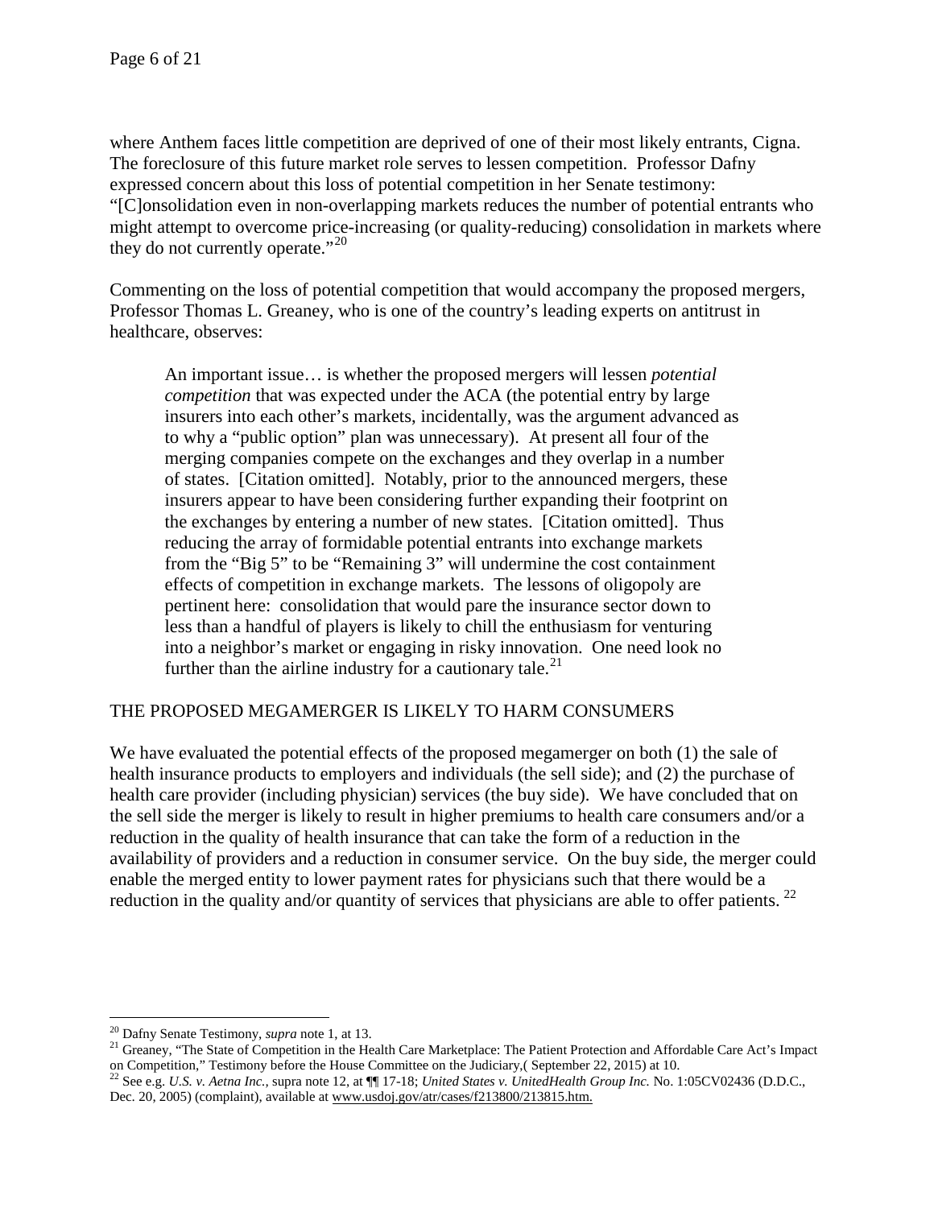where Anthem faces little competition are deprived of one of their most likely entrants, Cigna. The foreclosure of this future market role serves to lessen competition. Professor Dafny expressed concern about this loss of potential competition in her Senate testimony: "[C]onsolidation even in non-overlapping markets reduces the number of potential entrants who might attempt to overcome price-increasing (or quality-reducing) consolidation in markets where they do not currently operate."[20]

Commenting on the loss of potential competition that would accompany the proposed mergers, Professor Thomas L. Greaney, who is one of the country's leading experts on antitrust in healthcare, observes:

> An important issue… is whether the proposed mergers will lessen *potential competition* that was expected under the ACA (the potential entry by large insurers into each other's markets, incidentally, was the argument advanced as to why a "public option" plan was unnecessary). At present all four of the merging companies compete on the exchanges and they overlap in a number of states. [Citation omitted]. Notably, prior to the announced mergers, these insurers appear to have been considering further expanding their footprint on the exchanges by entering a number of new states. [Citation omitted]. Thus reducing the array of formidable potential entrants into exchange markets from the "Big 5" to be "Remaining 3" will undermine the cost containment effects of competition in exchange markets. The lessons of oligopoly are pertinent here: consolidation that would pare the insurance sector down to less than a handful of players is likely to chill the enthusiasm for venturing into a neighbor's market or engaging in risky innovation. One need look no further than the airline industry for a cautionary tale.[21]

## THE PROPOSED MEGAMERGER IS LIKELY TO HARM CONSUMERS

We have evaluated the potential effects of the proposed megamerger on both (1) the sale of health insurance products to employers and individuals (the sell side); and (2) the purchase of health care provider (including physician) services (the buy side). We have concluded that on the sell side the merger is likely to result in higher premiums to health care consumers and/or a reduction in the quality of health insurance that can take the form of a reduction in the availability of providers and a reduction in consumer service. On the buy side, the merger could enable the merged entity to lower payment rates for physicians such that there would be a reduction in the quality and/or quantity of services that physicians are able to offer patients.[22]

---

[20] Dafny Senate Testimony, *supra* note 1, at 13.

[21] Greaney, "The State of Competition in the Health Care Marketplace: The Patient Protection and Affordable Care Act's Impact on Competition," Testimony before the House Committee on the Judiciary,( September 22, 2015) at 10.

[22] See e.g. *U.S. v. Aetna Inc.,* supra note 12, at ¶¶ 17-18; *United States v. UnitedHealth Group Inc.* No. 1:05CV02436 (D.D.C., Dec. 20, 2005) (complaint), available at www.usdoj.gov/atr/cases/f213800/213815.htm.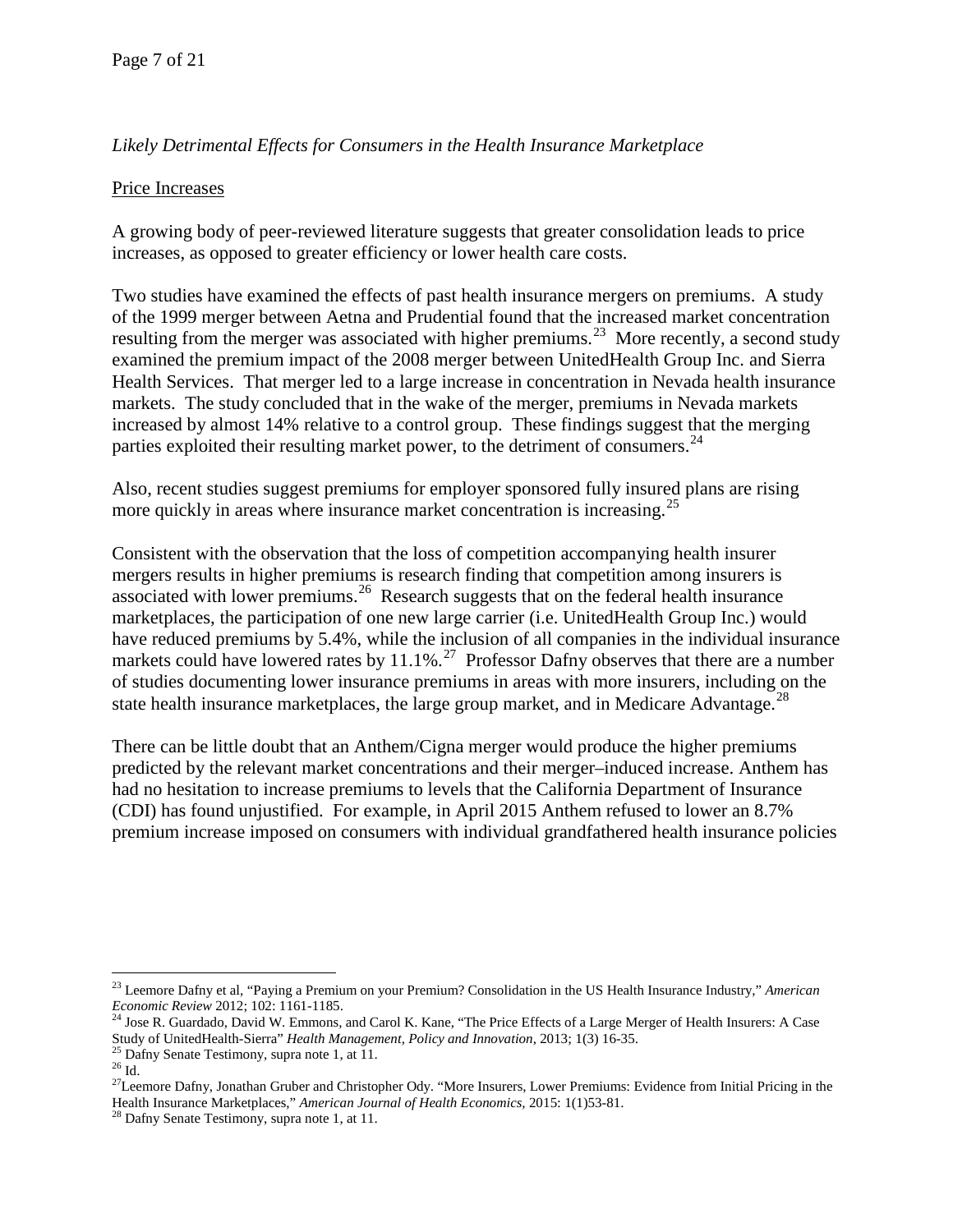*Likely Detrimental Effects for Consumers in the Health Insurance Marketplace*

Price Increases

A growing body of peer-reviewed literature suggests that greater consolidation leads to price increases, as opposed to greater efficiency or lower health care costs.

Two studies have examined the effects of past health insurance mergers on premiums. A study of the 1999 merger between Aetna and Prudential found that the increased market concentration resulting from the merger was associated with higher premiums.[23] More recently, a second study examined the premium impact of the 2008 merger between UnitedHealth Group Inc. and Sierra Health Services. That merger led to a large increase in concentration in Nevada health insurance markets. The study concluded that in the wake of the merger, premiums in Nevada markets increased by almost 14% relative to a control group. These findings suggest that the merging parties exploited their resulting market power, to the detriment of consumers.[24]

Also, recent studies suggest premiums for employer sponsored fully insured plans are rising more quickly in areas where insurance market concentration is increasing.[25]

Consistent with the observation that the loss of competition accompanying health insurer mergers results in higher premiums is research finding that competition among insurers is associated with lower premiums.[26] Research suggests that on the federal health insurance marketplaces, the participation of one new large carrier (i.e. UnitedHealth Group Inc.) would have reduced premiums by 5.4%, while the inclusion of all companies in the individual insurance markets could have lowered rates by 11.1%.[27] Professor Dafny observes that there are a number of studies documenting lower insurance premiums in areas with more insurers, including on the state health insurance marketplaces, the large group market, and in Medicare Advantage.[28]

There can be little doubt that an Anthem/Cigna merger would produce the higher premiums predicted by the relevant market concentrations and their merger–induced increase. Anthem has had no hesitation to increase premiums to levels that the California Department of Insurance (CDI) has found unjustified. For example, in April 2015 Anthem refused to lower an 8.7% premium increase imposed on consumers with individual grandfathered health insurance policies

---

[23] Leemore Dafny et al, "Paying a Premium on your Premium? Consolidation in the US Health Insurance Industry," *American Economic Review* 2012; 102: 1161-1185.

[24] Jose R. Guardado, David W. Emmons, and Carol K. Kane, "The Price Effects of a Large Merger of Health Insurers: A Case Study of UnitedHealth-Sierra" *Health Management, Policy and Innovation*, 2013; 1(3) 16-35.

[25] Dafny Senate Testimony, supra note 1, at 11.

[26] Id.

[27] Leemore Dafny, Jonathan Gruber and Christopher Ody. "More Insurers, Lower Premiums: Evidence from Initial Pricing in the Health Insurance Marketplaces," *American Journal of Health Economics*, 2015: 1(1)53-81.

[28] Dafny Senate Testimony, supra note 1, at 11.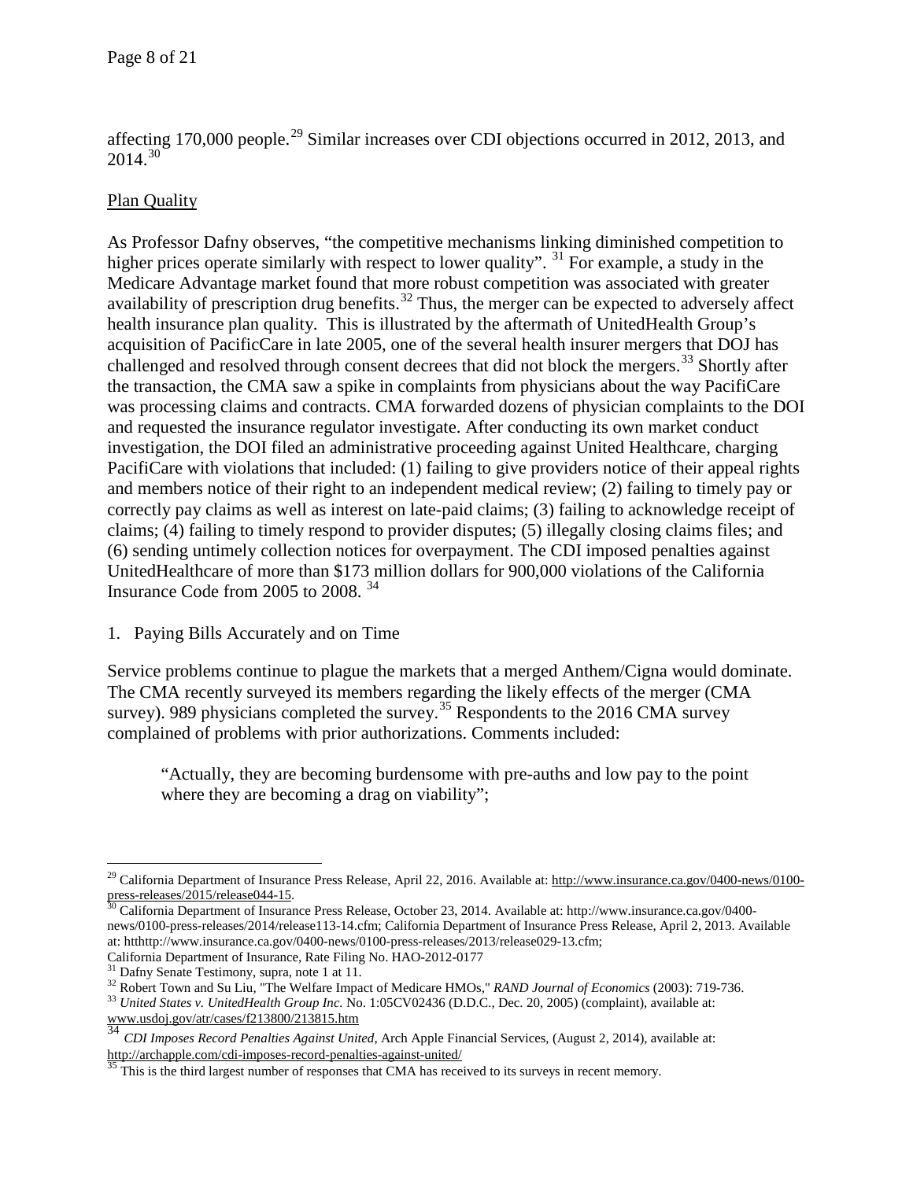affecting 170,000 people.[29] Similar increases over CDI objections occurred in 2012, 2013, and 2014.[30]

Plan Quality

As Professor Dafny observes, "the competitive mechanisms linking diminished competition to higher prices operate similarly with respect to lower quality". [31] For example, a study in the Medicare Advantage market found that more robust competition was associated with greater availability of prescription drug benefits.[32] Thus, the merger can be expected to adversely affect health insurance plan quality. This is illustrated by the aftermath of UnitedHealth Group's acquisition of PacifiCare in late 2005, one of the several health insurer mergers that DOJ has challenged and resolved through consent decrees that did not block the mergers.[33] Shortly after the transaction, the CMA saw a spike in complaints from physicians about the way PacifiCare was processing claims and contracts. CMA forwarded dozens of physician complaints to the DOI and requested the insurance regulator investigate. After conducting its own market conduct investigation, the DOI filed an administrative proceeding against United Healthcare, charging PacifiCare with violations that included: (1) failing to give providers notice of their appeal rights and members notice of their right to an independent medical review; (2) failing to timely pay or correctly pay claims as well as interest on late-paid claims; (3) failing to acknowledge receipt of claims; (4) failing to timely respond to provider disputes; (5) illegally closing claims files; and (6) sending untimely collection notices for overpayment. The CDI imposed penalties against UnitedHealthcare of more than $173 million dollars for 900,000 violations of the California Insurance Code from 2005 to 2008. [34]

1. Paying Bills Accurately and on Time

Service problems continue to plague the markets that a merged Anthem/Cigna would dominate. The CMA recently surveyed its members regarding the likely effects of the merger (CMA survey). 989 physicians completed the survey.[35] Respondents to the 2016 CMA survey complained of problems with prior authorizations. Comments included:

> "Actually, they are becoming burdensome with pre-auths and low pay to the point where they are becoming a drag on viability";

---

[29] California Department of Insurance Press Release, April 22, 2016. Available at: http://www.insurance.ca.gov/0400-news/0100-press-releases/2015/release044-15.

[30] California Department of Insurance Press Release, October 23, 2014. Available at: http://www.insurance.ca.gov/0400-news/0100-press-releases/2014/release113-14.cfm; California Department of Insurance Press Release, April 2, 2013. Available at: htthttp://www.insurance.ca.gov/0400-news/0100-press-releases/2013/release029-13.cfm; California Department of Insurance, Rate Filing No. HAO-2012-0177

[31] Dafny Senate Testimony, supra, note 1 at 11.

[32] Robert Town and Su Liu, "The Welfare Impact of Medicare HMOs," *RAND Journal of Economics* (2003): 719-736.

[33] *United States v. UnitedHealth Group Inc.* No. 1:05CV02436 (D.D.C., Dec. 20, 2005) (complaint), available at: www.usdoj.gov/atr/cases/f213800/213815.htm

[34] *CDI Imposes Record Penalties Against United*, Arch Apple Financial Services, (August 2, 2014), available at: http://archapple.com/cdi-imposes-record-penalties-against-united/

[35] This is the third largest number of responses that CMA has received to its surveys in recent memory.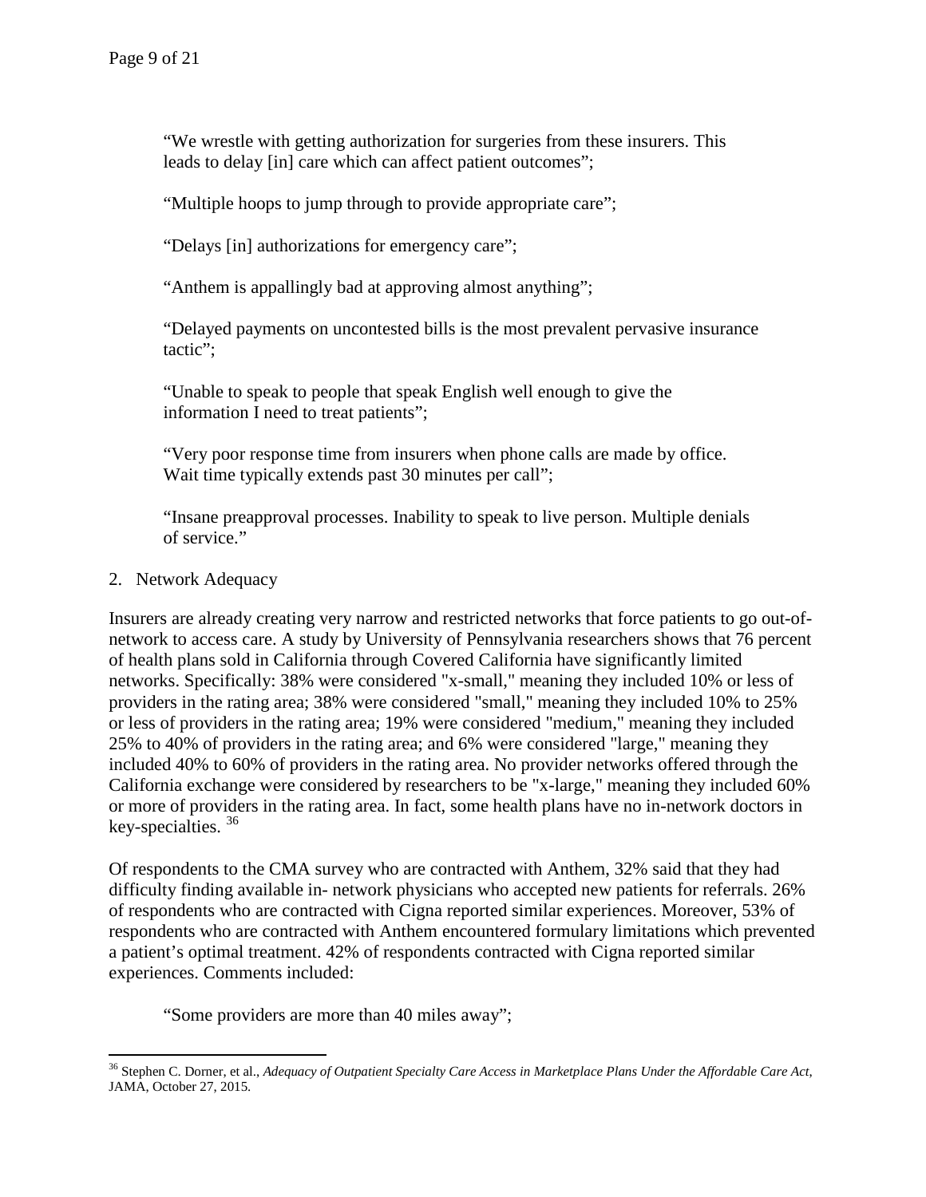> "We wrestle with getting authorization for surgeries from these insurers. This leads to delay [in] care which can affect patient outcomes";
>
> "Multiple hoops to jump through to provide appropriate care";
>
> "Delays [in] authorizations for emergency care";
>
> "Anthem is appallingly bad at approving almost anything";
>
> "Delayed payments on uncontested bills is the most prevalent pervasive insurance tactic";
>
> "Unable to speak to people that speak English well enough to give the information I need to treat patients";
>
> "Very poor response time from insurers when phone calls are made by office. Wait time typically extends past 30 minutes per call";
>
> "Insane preapproval processes. Inability to speak to live person. Multiple denials of service."

2. Network Adequacy

Insurers are already creating very narrow and restricted networks that force patients to go out-of-network to access care. A study by University of Pennsylvania researchers shows that 76 percent of health plans sold in California through Covered California have significantly limited networks. Specifically: 38% were considered "x-small," meaning they included 10% or less of providers in the rating area; 38% were considered "small," meaning they included 10% to 25% or less of providers in the rating area; 19% were considered "medium," meaning they included 25% to 40% of providers in the rating area; and 6% were considered "large," meaning they included 40% to 60% of providers in the rating area. No provider networks offered through the California exchange were considered by researchers to be "x-large," meaning they included 60% or more of providers in the rating area. In fact, some health plans have no in-network doctors in key-specialties. [36]

Of respondents to the CMA survey who are contracted with Anthem, 32% said that they had difficulty finding available in- network physicians who accepted new patients for referrals. 26% of respondents who are contracted with Cigna reported similar experiences. Moreover, 53% of respondents who are contracted with Anthem encountered formulary limitations which prevented a patient's optimal treatment. 42% of respondents contracted with Cigna reported similar experiences. Comments included:

> "Some providers are more than 40 miles away";

[36] Stephen C. Dorner, et al., *Adequacy of Outpatient Specialty Care Access in Marketplace Plans Under the Affordable Care Act,* JAMA, October 27, 2015.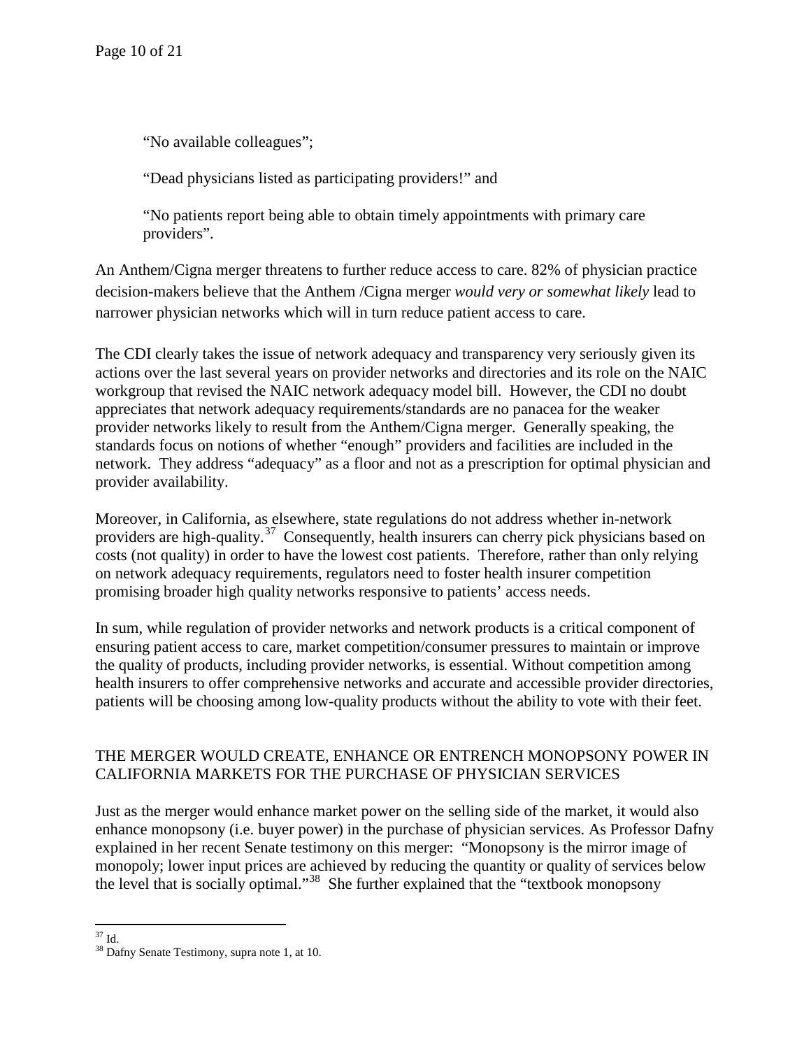> "No available colleagues";
>
> "Dead physicians listed as participating providers!" and
>
> "No patients report being able to obtain timely appointments with primary care providers".

An Anthem/Cigna merger threatens to further reduce access to care. 82% of physician practice decision-makers believe that the Anthem /Cigna merger *would very or somewhat likely* lead to narrower physician networks which will in turn reduce patient access to care.

The CDI clearly takes the issue of network adequacy and transparency very seriously given its actions over the last several years on provider networks and directories and its role on the NAIC workgroup that revised the NAIC network adequacy model bill. However, the CDI no doubt appreciates that network adequacy requirements/standards are no panacea for the weaker provider networks likely to result from the Anthem/Cigna merger. Generally speaking, the standards focus on notions of whether "enough" providers and facilities are included in the network. They address "adequacy" as a floor and not as a prescription for optimal physician and provider availability.

Moreover, in California, as elsewhere, state regulations do not address whether in-network providers are high-quality.[37] Consequently, health insurers can cherry pick physicians based on costs (not quality) in order to have the lowest cost patients. Therefore, rather than only relying on network adequacy requirements, regulators need to foster health insurer competition promising broader high quality networks responsive to patients' access needs.

In sum, while regulation of provider networks and network products is a critical component of ensuring patient access to care, market competition/consumer pressures to maintain or improve the quality of products, including provider networks, is essential. Without competition among health insurers to offer comprehensive networks and accurate and accessible provider directories, patients will be choosing among low-quality products without the ability to vote with their feet.

## THE MERGER WOULD CREATE, ENHANCE OR ENTRENCH MONOPSONY POWER IN CALIFORNIA MARKETS FOR THE PURCHASE OF PHYSICIAN SERVICES

Just as the merger would enhance market power on the selling side of the market, it would also enhance monopsony (i.e. buyer power) in the purchase of physician services. As Professor Dafny explained in her recent Senate testimony on this merger: "Monopsony is the mirror image of monopoly; lower input prices are achieved by reducing the quantity or quality of services below the level that is socially optimal."[38] She further explained that the "textbook monopsony

---

[37] Id.

[38] Dafny Senate Testimony, supra note 1, at 10.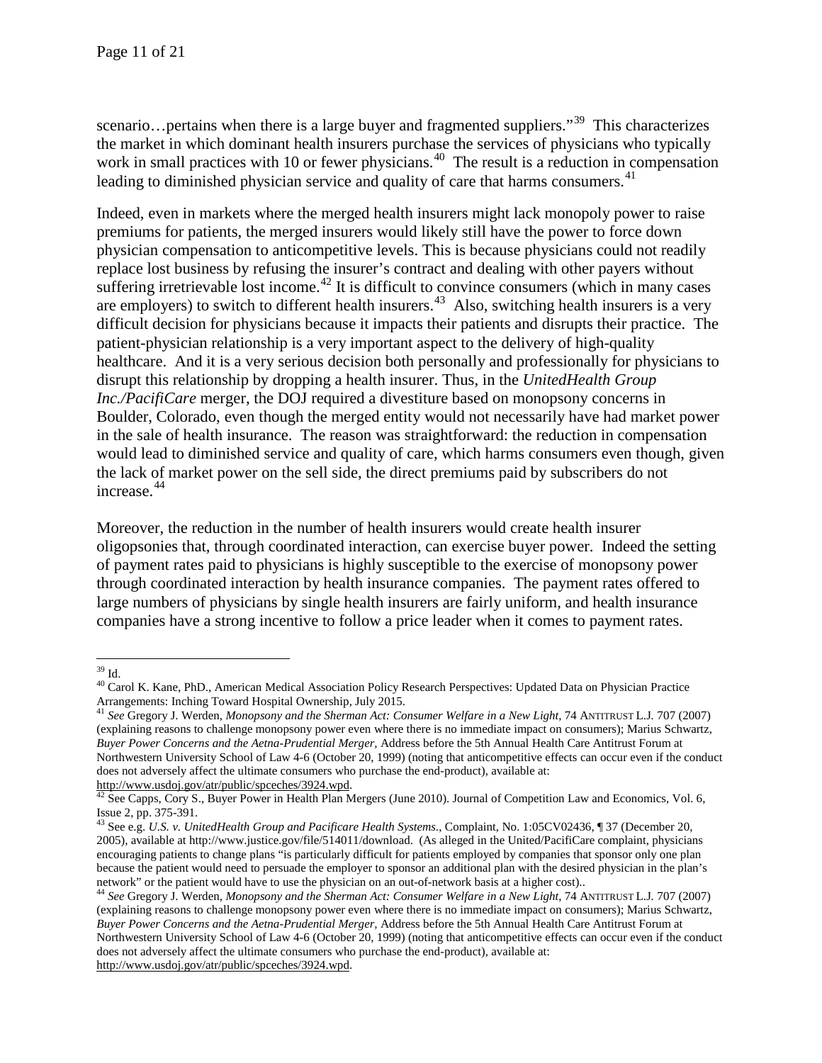scenario…pertains when there is a large buyer and fragmented suppliers."[39] This characterizes the market in which dominant health insurers purchase the services of physicians who typically work in small practices with 10 or fewer physicians.[40] The result is a reduction in compensation leading to diminished physician service and quality of care that harms consumers.[41]

Indeed, even in markets where the merged health insurers might lack monopoly power to raise premiums for patients, the merged insurers would likely still have the power to force down physician compensation to anticompetitive levels. This is because physicians could not readily replace lost business by refusing the insurer's contract and dealing with other payers without suffering irretrievable lost income.[42] It is difficult to convince consumers (which in many cases are employers) to switch to different health insurers.[43] Also, switching health insurers is a very difficult decision for physicians because it impacts their patients and disrupts their practice. The patient-physician relationship is a very important aspect to the delivery of high-quality healthcare. And it is a very serious decision both personally and professionally for physicians to disrupt this relationship by dropping a health insurer. Thus, in the *UnitedHealth Group Inc./PacifiCare* merger, the DOJ required a divestiture based on monopsony concerns in Boulder, Colorado, even though the merged entity would not necessarily have had market power in the sale of health insurance. The reason was straightforward: the reduction in compensation would lead to diminished service and quality of care, which harms consumers even though, given the lack of market power on the sell side, the direct premiums paid by subscribers do not increase.[44]

Moreover, the reduction in the number of health insurers would create health insurer oligopsonies that, through coordinated interaction, can exercise buyer power. Indeed the setting of payment rates paid to physicians is highly susceptible to the exercise of monopsony power through coordinated interaction by health insurance companies. The payment rates offered to large numbers of physicians by single health insurers are fairly uniform, and health insurance companies have a strong incentive to follow a price leader when it comes to payment rates.

---

[39] Id.

[40] Carol K. Kane, PhD., American Medical Association Policy Research Perspectives: Updated Data on Physician Practice Arrangements: Inching Toward Hospital Ownership, July 2015.

[41] *See* Gregory J. Werden, *Monopsony and the Sherman Act: Consumer Welfare in a New Light*, 74 ANTITRUST L.J. 707 (2007) (explaining reasons to challenge monopsony power even where there is no immediate impact on consumers); Marius Schwartz, *Buyer Power Concerns and the Aetna-Prudential Merger*, Address before the 5th Annual Health Care Antitrust Forum at Northwestern University School of Law 4-6 (October 20, 1999) (noting that anticompetitive effects can occur even if the conduct does not adversely affect the ultimate consumers who purchase the end-product), available at: http://www.usdoj.gov/atr/public/spceches/3924.wpd.

[42] See Capps, Cory S., Buyer Power in Health Plan Mergers (June 2010). Journal of Competition Law and Economics, Vol. 6, Issue 2, pp. 375-391.

[43] See e.g. *U.S. v. UnitedHealth Group and Pacificare Health Systems*., Complaint, No. 1:05CV02436, ¶ 37 (December 20, 2005), available at http://www.justice.gov/file/514011/download. (As alleged in the United/PacifiCare complaint, physicians encouraging patients to change plans "is particularly difficult for patients employed by companies that sponsor only one plan because the patient would need to persuade the employer to sponsor an additional plan with the desired physician in the plan's network" or the patient would have to use the physician on an out-of-network basis at a higher cost)..

[44] *See* Gregory J. Werden, *Monopsony and the Sherman Act: Consumer Welfare in a New Light*, 74 ANTITRUST L.J. 707 (2007) (explaining reasons to challenge monopsony power even where there is no immediate impact on consumers); Marius Schwartz, *Buyer Power Concerns and the Aetna-Prudential Merger*, Address before the 5th Annual Health Care Antitrust Forum at Northwestern University School of Law 4-6 (October 20, 1999) (noting that anticompetitive effects can occur even if the conduct does not adversely affect the ultimate consumers who purchase the end-product), available at: http://www.usdoj.gov/atr/public/spceches/3924.wpd.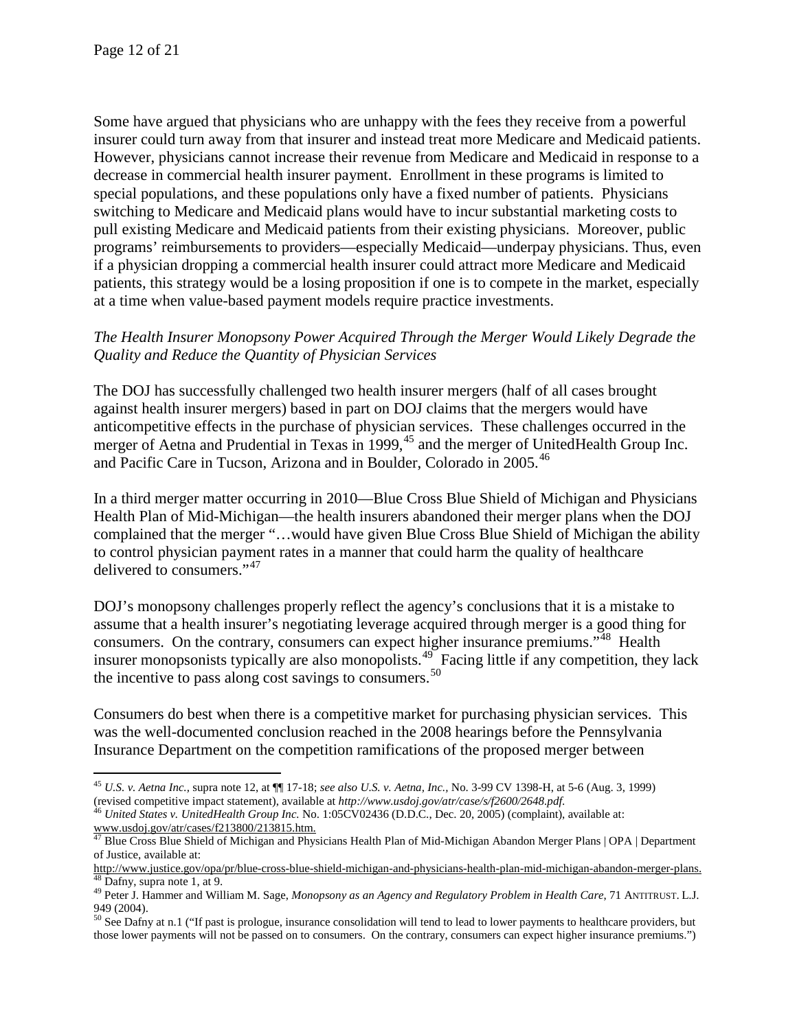Some have argued that physicians who are unhappy with the fees they receive from a powerful insurer could turn away from that insurer and instead treat more Medicare and Medicaid patients. However, physicians cannot increase their revenue from Medicare and Medicaid in response to a decrease in commercial health insurer payment. Enrollment in these programs is limited to special populations, and these populations only have a fixed number of patients. Physicians switching to Medicare and Medicaid plans would have to incur substantial marketing costs to pull existing Medicare and Medicaid patients from their existing physicians. Moreover, public programs' reimbursements to providers—especially Medicaid—underpay physicians. Thus, even if a physician dropping a commercial health insurer could attract more Medicare and Medicaid patients, this strategy would be a losing proposition if one is to compete in the market, especially at a time when value-based payment models require practice investments.

*The Health Insurer Monopsony Power Acquired Through the Merger Would Likely Degrade the Quality and Reduce the Quantity of Physician Services*

The DOJ has successfully challenged two health insurer mergers (half of all cases brought against health insurer mergers) based in part on DOJ claims that the mergers would have anticompetitive effects in the purchase of physician services. These challenges occurred in the merger of Aetna and Prudential in Texas in 1999,[45] and the merger of UnitedHealth Group Inc. and Pacific Care in Tucson, Arizona and in Boulder, Colorado in 2005.[46]

In a third merger matter occurring in 2010—Blue Cross Blue Shield of Michigan and Physicians Health Plan of Mid-Michigan—the health insurers abandoned their merger plans when the DOJ complained that the merger "…would have given Blue Cross Blue Shield of Michigan the ability to control physician payment rates in a manner that could harm the quality of healthcare delivered to consumers."[47]

DOJ's monopsony challenges properly reflect the agency's conclusions that it is a mistake to assume that a health insurer's negotiating leverage acquired through merger is a good thing for consumers. On the contrary, consumers can expect higher insurance premiums."[48] Health insurer monopsonists typically are also monopolists.[49] Facing little if any competition, they lack the incentive to pass along cost savings to consumers.[50]

Consumers do best when there is a competitive market for purchasing physician services. This was the well-documented conclusion reached in the 2008 hearings before the Pennsylvania Insurance Department on the competition ramifications of the proposed merger between

---

[45] *U.S. v. Aetna Inc.,* supra note 12, at ¶¶ 17-18; *see also U.S. v. Aetna, Inc.,* No. 3-99 CV 1398-H, at 5-6 (Aug. 3, 1999) (revised competitive impact statement), available at *http://www.usdoj.gov/atr/case/s/f2600/2648.pdf.*

[46] *United States v. UnitedHealth Group Inc.* No. 1:05CV02436 (D.D.C., Dec. 20, 2005) (complaint), available at: www.usdoj.gov/atr/cases/f213800/213815.htm.

[47] Blue Cross Blue Shield of Michigan and Physicians Health Plan of Mid-Michigan Abandon Merger Plans | OPA | Department of Justice, available at: http://www.justice.gov/opa/pr/blue-cross-blue-shield-michigan-and-physicians-health-plan-mid-michigan-abandon-merger-plans.

[48] Dafny, supra note 1, at 9.

[49] Peter J. Hammer and William M. Sage, *Monopsony as an Agency and Regulatory Problem in Health Care*, 71 ANTITRUST. L.J. 949 (2004).

[50] See Dafny at n.1 ("If past is prologue, insurance consolidation will tend to lead to lower payments to healthcare providers, but those lower payments will not be passed on to consumers. On the contrary, consumers can expect higher insurance premiums.")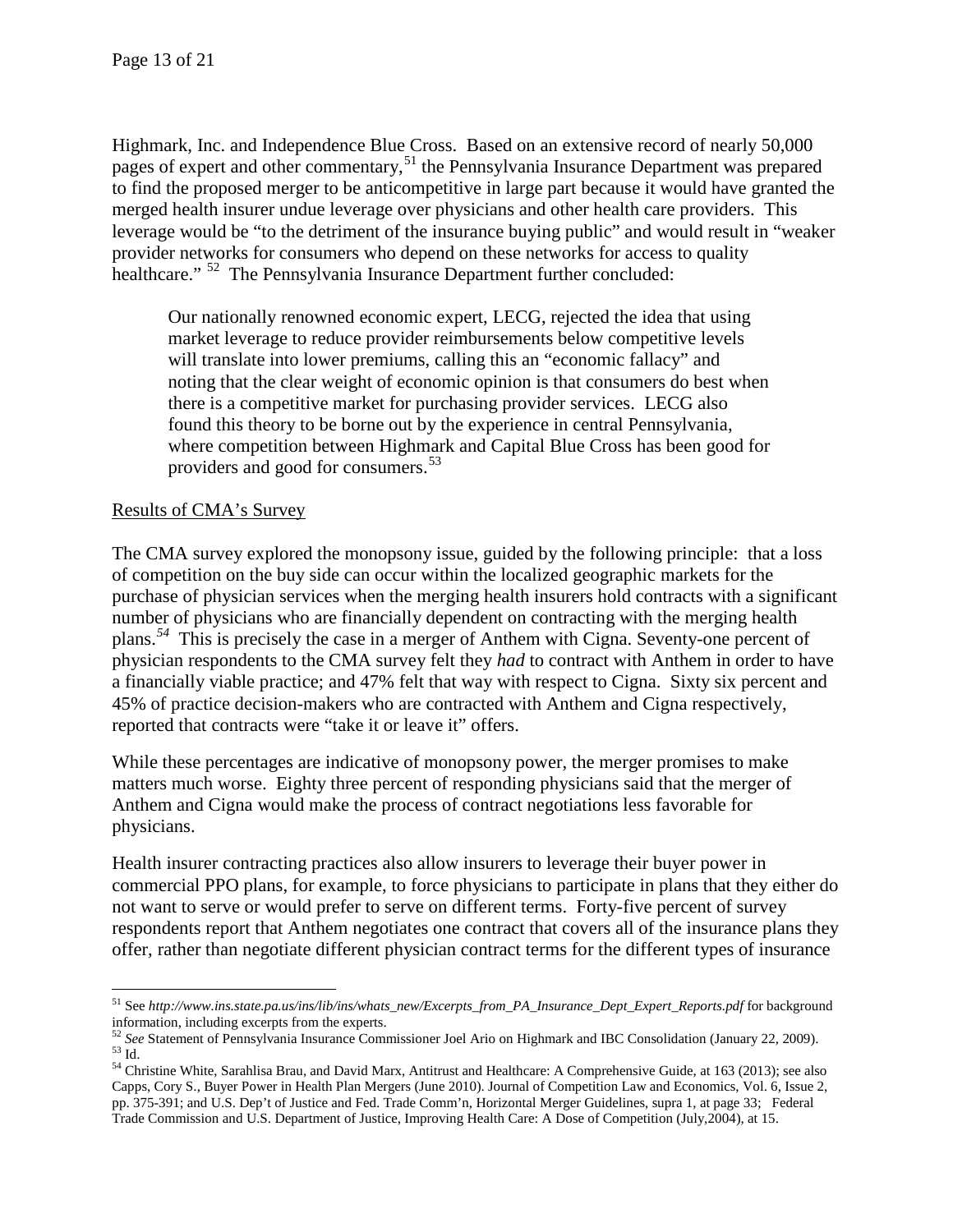Highmark, Inc. and Independence Blue Cross. Based on an extensive record of nearly 50,000 pages of expert and other commentary,[51] the Pennsylvania Insurance Department was prepared to find the proposed merger to be anticompetitive in large part because it would have granted the merged health insurer undue leverage over physicians and other health care providers. This leverage would be "to the detriment of the insurance buying public" and would result in "weaker provider networks for consumers who depend on these networks for access to quality healthcare." [52] The Pennsylvania Insurance Department further concluded:

> Our nationally renowned economic expert, LECG, rejected the idea that using market leverage to reduce provider reimbursements below competitive levels will translate into lower premiums, calling this an "economic fallacy" and noting that the clear weight of economic opinion is that consumers do best when there is a competitive market for purchasing provider services. LECG also found this theory to be borne out by the experience in central Pennsylvania, where competition between Highmark and Capital Blue Cross has been good for providers and good for consumers.[53]

<u>Results of CMA's Survey</u>

The CMA survey explored the monopsony issue, guided by the following principle: that a loss of competition on the buy side can occur within the localized geographic markets for the purchase of physician services when the merging health insurers hold contracts with a significant number of physicians who are financially dependent on contracting with the merging health plans.[54] This is precisely the case in a merger of Anthem with Cigna. Seventy-one percent of physician respondents to the CMA survey felt they *had* to contract with Anthem in order to have a financially viable practice; and 47% felt that way with respect to Cigna. Sixty six percent and 45% of practice decision-makers who are contracted with Anthem and Cigna respectively, reported that contracts were "take it or leave it" offers.

While these percentages are indicative of monopsony power, the merger promises to make matters much worse. Eighty three percent of responding physicians said that the merger of Anthem and Cigna would make the process of contract negotiations less favorable for physicians.

Health insurer contracting practices also allow insurers to leverage their buyer power in commercial PPO plans, for example, to force physicians to participate in plans that they either do not want to serve or would prefer to serve on different terms. Forty-five percent of survey respondents report that Anthem negotiates one contract that covers all of the insurance plans they offer, rather than negotiate different physician contract terms for the different types of insurance

---

[51] See *http://www.ins.state.pa.us/ins/lib/ins/whats_new/Excerpts_from_PA_Insurance_Dept_Expert_Reports.pdf* for background information, including excerpts from the experts.

[52] *See* Statement of Pennsylvania Insurance Commissioner Joel Ario on Highmark and IBC Consolidation (January 22, 2009).

[53] Id.

[54] Christine White, Sarahlisa Brau, and David Marx, Antitrust and Healthcare: A Comprehensive Guide, at 163 (2013); see also Capps, Cory S., Buyer Power in Health Plan Mergers (June 2010). Journal of Competition Law and Economics, Vol. 6, Issue 2, pp. 375-391; and U.S. Dep't of Justice and Fed. Trade Comm'n, Horizontal Merger Guidelines, supra 1, at page 33; Federal Trade Commission and U.S. Department of Justice, Improving Health Care: A Dose of Competition (July,2004), at 15.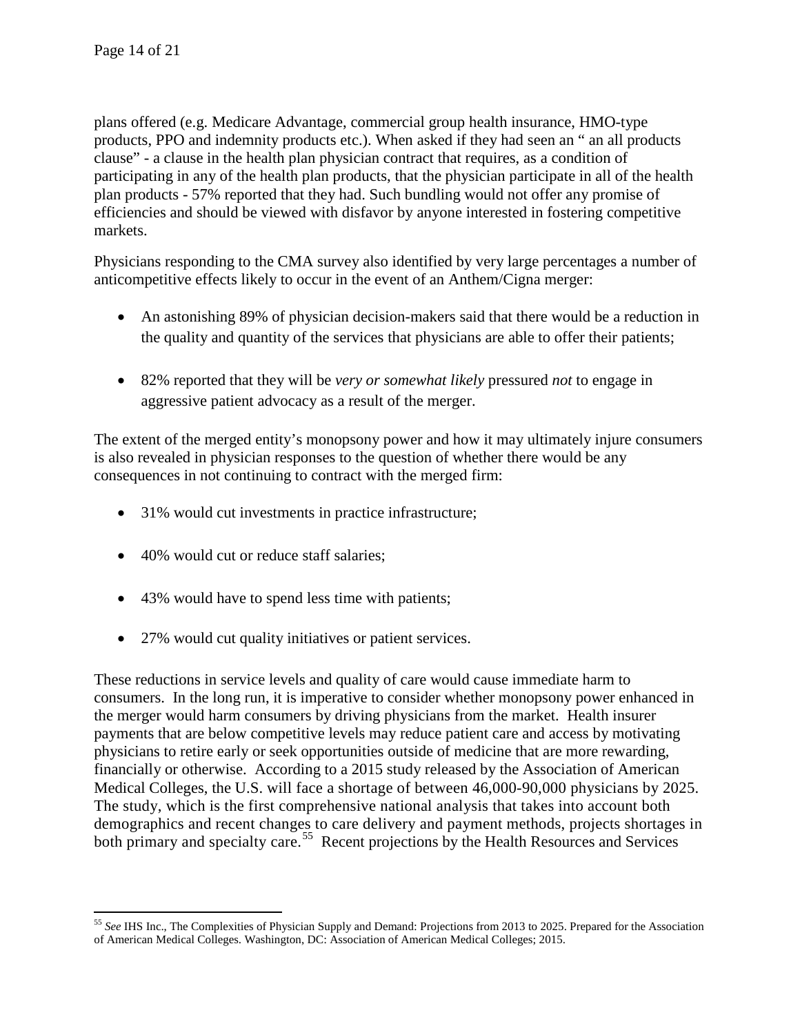plans offered (e.g. Medicare Advantage, commercial group health insurance, HMO-type products, PPO and indemnity products etc.). When asked if they had seen an " an all products clause" - a clause in the health plan physician contract that requires, as a condition of participating in any of the health plan products, that the physician participate in all of the health plan products - 57% reported that they had. Such bundling would not offer any promise of efficiencies and should be viewed with disfavor by anyone interested in fostering competitive markets.

Physicians responding to the CMA survey also identified by very large percentages a number of anticompetitive effects likely to occur in the event of an Anthem/Cigna merger:

- An astonishing 89% of physician decision-makers said that there would be a reduction in the quality and quantity of the services that physicians are able to offer their patients;
- 82% reported that they will be *very or somewhat likely* pressured *not* to engage in aggressive patient advocacy as a result of the merger.

The extent of the merged entity's monopsony power and how it may ultimately injure consumers is also revealed in physician responses to the question of whether there would be any consequences in not continuing to contract with the merged firm:

- 31% would cut investments in practice infrastructure;
- 40% would cut or reduce staff salaries;
- 43% would have to spend less time with patients;
- 27% would cut quality initiatives or patient services.

These reductions in service levels and quality of care would cause immediate harm to consumers. In the long run, it is imperative to consider whether monopsony power enhanced in the merger would harm consumers by driving physicians from the market. Health insurer payments that are below competitive levels may reduce patient care and access by motivating physicians to retire early or seek opportunities outside of medicine that are more rewarding, financially or otherwise. According to a 2015 study released by the Association of American Medical Colleges, the U.S. will face a shortage of between 46,000-90,000 physicians by 2025. The study, which is the first comprehensive national analysis that takes into account both demographics and recent changes to care delivery and payment methods, projects shortages in both primary and specialty care.[55] Recent projections by the Health Resources and Services

[55] *See* IHS Inc., The Complexities of Physician Supply and Demand: Projections from 2013 to 2025. Prepared for the Association of American Medical Colleges. Washington, DC: Association of American Medical Colleges; 2015.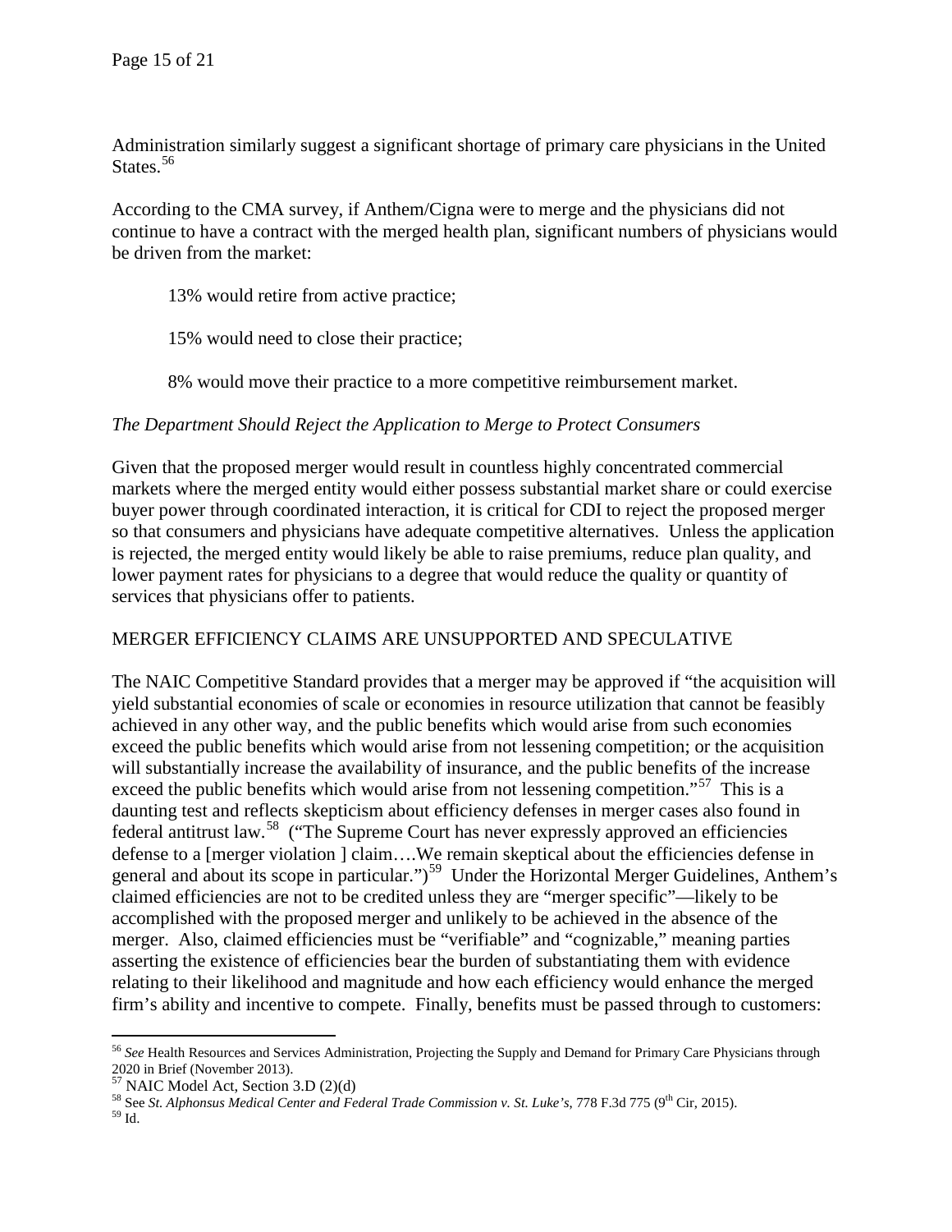Administration similarly suggest a significant shortage of primary care physicians in the United States.[56]

According to the CMA survey, if Anthem/Cigna were to merge and the physicians did not continue to have a contract with the merged health plan, significant numbers of physicians would be driven from the market:

13% would retire from active practice;

15% would need to close their practice;

8% would move their practice to a more competitive reimbursement market.

*The Department Should Reject the Application to Merge to Protect Consumers*

Given that the proposed merger would result in countless highly concentrated commercial markets where the merged entity would either possess substantial market share or could exercise buyer power through coordinated interaction, it is critical for CDI to reject the proposed merger so that consumers and physicians have adequate competitive alternatives. Unless the application is rejected, the merged entity would likely be able to raise premiums, reduce plan quality, and lower payment rates for physicians to a degree that would reduce the quality or quantity of services that physicians offer to patients.

MERGER EFFICIENCY CLAIMS ARE UNSUPPORTED AND SPECULATIVE

The NAIC Competitive Standard provides that a merger may be approved if "the acquisition will yield substantial economies of scale or economies in resource utilization that cannot be feasibly achieved in any other way, and the public benefits which would arise from such economies exceed the public benefits which would arise from not lessening competition; or the acquisition will substantially increase the availability of insurance, and the public benefits of the increase exceed the public benefits which would arise from not lessening competition."[57] This is a daunting test and reflects skepticism about efficiency defenses in merger cases also found in federal antitrust law.[58] ("The Supreme Court has never expressly approved an efficiencies defense to a [merger violation ] claim….We remain skeptical about the efficiencies defense in general and about its scope in particular.")[59] Under the Horizontal Merger Guidelines, Anthem's claimed efficiencies are not to be credited unless they are "merger specific"—likely to be accomplished with the proposed merger and unlikely to be achieved in the absence of the merger. Also, claimed efficiencies must be "verifiable" and "cognizable," meaning parties asserting the existence of efficiencies bear the burden of substantiating them with evidence relating to their likelihood and magnitude and how each efficiency would enhance the merged firm's ability and incentive to compete. Finally, benefits must be passed through to customers:

---

[56] *See* Health Resources and Services Administration, Projecting the Supply and Demand for Primary Care Physicians through 2020 in Brief (November 2013).

[57] NAIC Model Act, Section 3.D (2)(d)

[58] See *St. Alphonsus Medical Center and Federal Trade Commission v. St. Luke's*, 778 F.3d 775 (9th Cir, 2015).

[59] Id.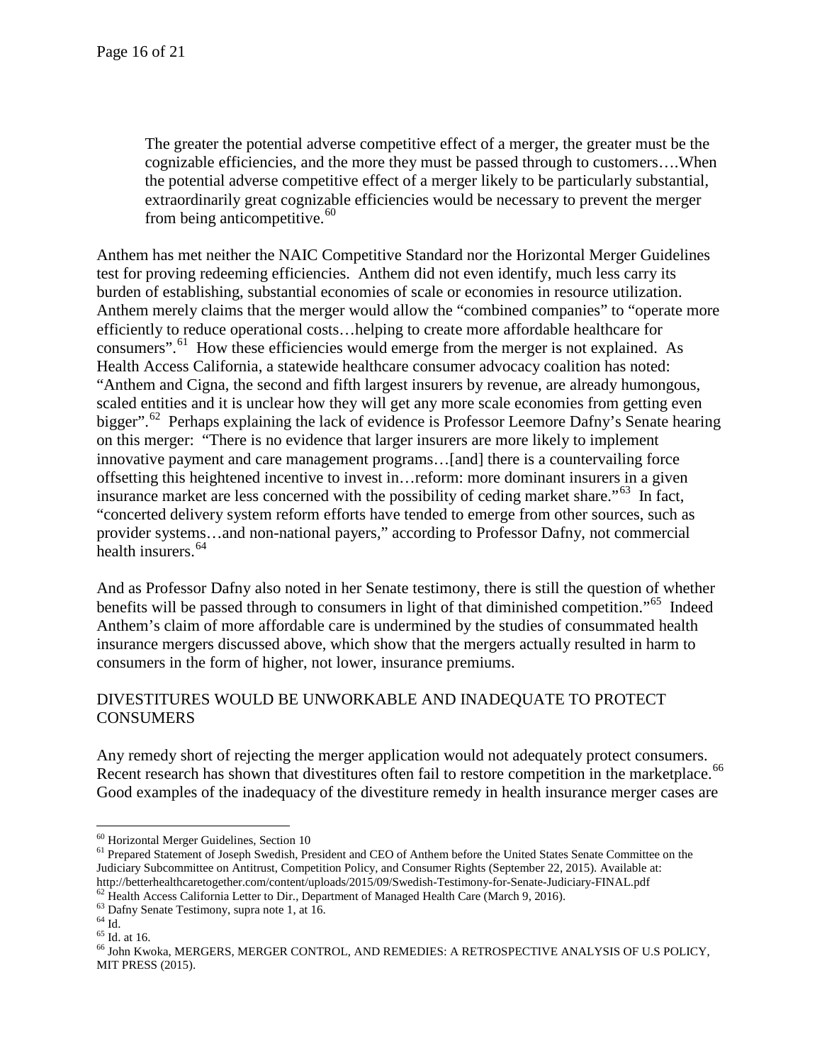> The greater the potential adverse competitive effect of a merger, the greater must be the cognizable efficiencies, and the more they must be passed through to customers….When the potential adverse competitive effect of a merger likely to be particularly substantial, extraordinarily great cognizable efficiencies would be necessary to prevent the merger from being anticompetitive.[60]

Anthem has met neither the NAIC Competitive Standard nor the Horizontal Merger Guidelines test for proving redeeming efficiencies. Anthem did not even identify, much less carry its burden of establishing, substantial economies of scale or economies in resource utilization. Anthem merely claims that the merger would allow the "combined companies" to "operate more efficiently to reduce operational costs…helping to create more affordable healthcare for consumers".[61] How these efficiencies would emerge from the merger is not explained. As Health Access California, a statewide healthcare consumer advocacy coalition has noted: "Anthem and Cigna, the second and fifth largest insurers by revenue, are already humongous, scaled entities and it is unclear how they will get any more scale economies from getting even bigger".[62] Perhaps explaining the lack of evidence is Professor Leemore Dafny's Senate hearing on this merger: "There is no evidence that larger insurers are more likely to implement innovative payment and care management programs…[and] there is a countervailing force offsetting this heightened incentive to invest in…reform: more dominant insurers in a given insurance market are less concerned with the possibility of ceding market share."[63] In fact, "concerted delivery system reform efforts have tended to emerge from other sources, such as provider systems…and non-national payers," according to Professor Dafny, not commercial health insurers.[64]

And as Professor Dafny also noted in her Senate testimony, there is still the question of whether benefits will be passed through to consumers in light of that diminished competition."[65] Indeed Anthem's claim of more affordable care is undermined by the studies of consummated health insurance mergers discussed above, which show that the mergers actually resulted in harm to consumers in the form of higher, not lower, insurance premiums.

## DIVESTITURES WOULD BE UNWORKABLE AND INADEQUATE TO PROTECT CONSUMERS

Any remedy short of rejecting the merger application would not adequately protect consumers. Recent research has shown that divestitures often fail to restore competition in the marketplace.[66] Good examples of the inadequacy of the divestiture remedy in health insurance merger cases are

---

[60] Horizontal Merger Guidelines, Section 10

[61] Prepared Statement of Joseph Swedish, President and CEO of Anthem before the United States Senate Committee on the Judiciary Subcommittee on Antitrust, Competition Policy, and Consumer Rights (September 22, 2015). Available at: http://betterhealthcaretogether.com/content/uploads/2015/09/Swedish-Testimony-for-Senate-Judiciary-FINAL.pdf

[62] Health Access California Letter to Dir., Department of Managed Health Care (March 9, 2016).

[63] Dafny Senate Testimony, supra note 1, at 16.

[64] Id.

[65] Id. at 16.

[66] John Kwoka, MERGERS, MERGER CONTROL, AND REMEDIES: A RETROSPECTIVE ANALYSIS OF U.S POLICY, MIT PRESS (2015).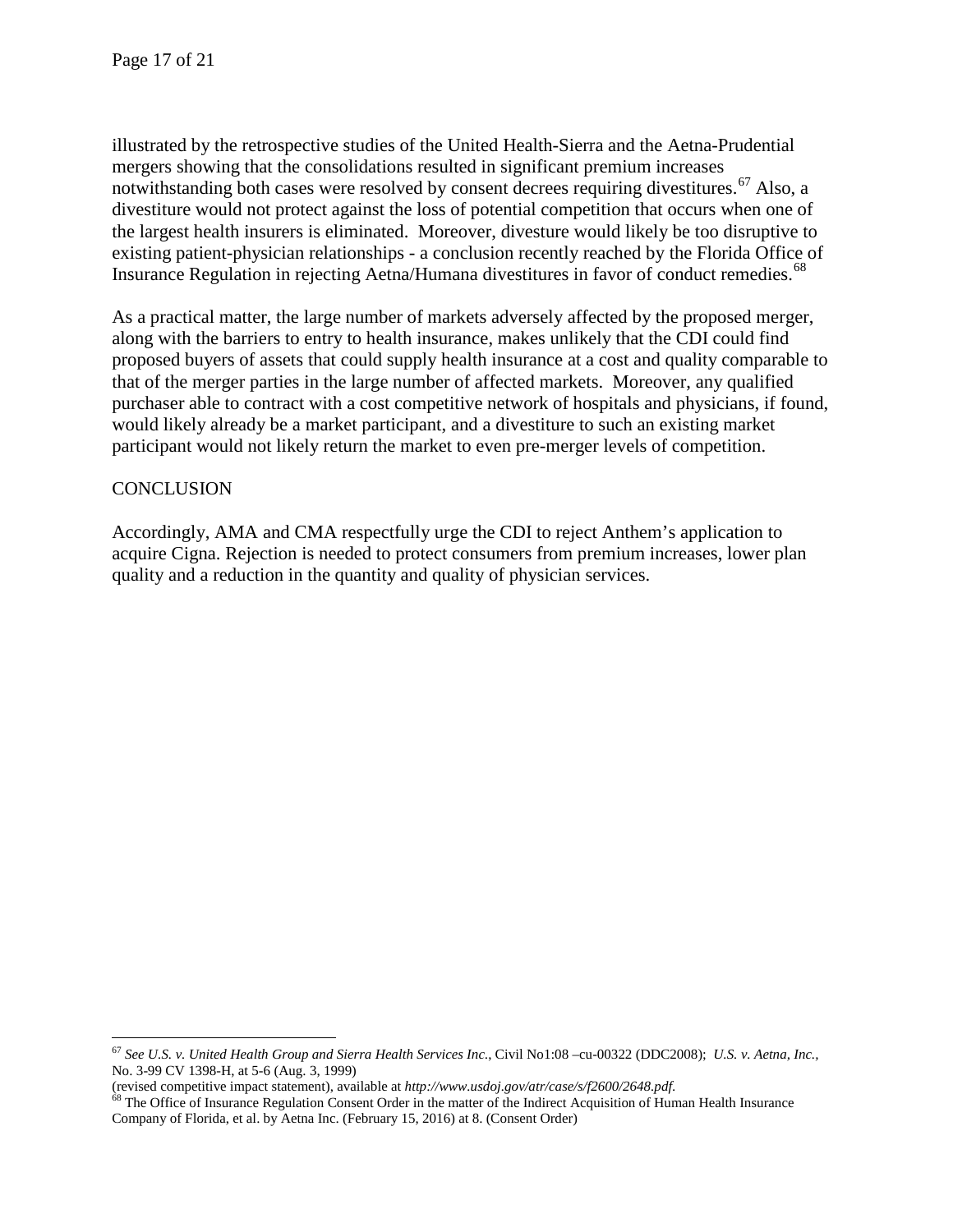illustrated by the retrospective studies of the United Health-Sierra and the Aetna-Prudential mergers showing that the consolidations resulted in significant premium increases notwithstanding both cases were resolved by consent decrees requiring divestitures.[67] Also, a divestiture would not protect against the loss of potential competition that occurs when one of the largest health insurers is eliminated. Moreover, divesture would likely be too disruptive to existing patient-physician relationships - a conclusion recently reached by the Florida Office of Insurance Regulation in rejecting Aetna/Humana divestitures in favor of conduct remedies.[68]

As a practical matter, the large number of markets adversely affected by the proposed merger, along with the barriers to entry to health insurance, makes unlikely that the CDI could find proposed buyers of assets that could supply health insurance at a cost and quality comparable to that of the merger parties in the large number of affected markets. Moreover, any qualified purchaser able to contract with a cost competitive network of hospitals and physicians, if found, would likely already be a market participant, and a divestiture to such an existing market participant would not likely return the market to even pre-merger levels of competition.

CONCLUSION

Accordingly, AMA and CMA respectfully urge the CDI to reject Anthem's application to acquire Cigna. Rejection is needed to protect consumers from premium increases, lower plan quality and a reduction in the quantity and quality of physician services.

---

[67] *See U.S. v. United Health Group and Sierra Health Services Inc.*, Civil No1:08 –cu-00322 (DDC2008); *U.S. v. Aetna, Inc.*, No. 3-99 CV 1398-H, at 5-6 (Aug. 3, 1999)
(revised competitive impact statement), available at *http://www.usdoj.gov/atr/case/s/f2600/2648.pdf.*

[68] The Office of Insurance Regulation Consent Order in the matter of the Indirect Acquisition of Human Health Insurance Company of Florida, et al. by Aetna Inc. (February 15, 2016) at 8. (Consent Order)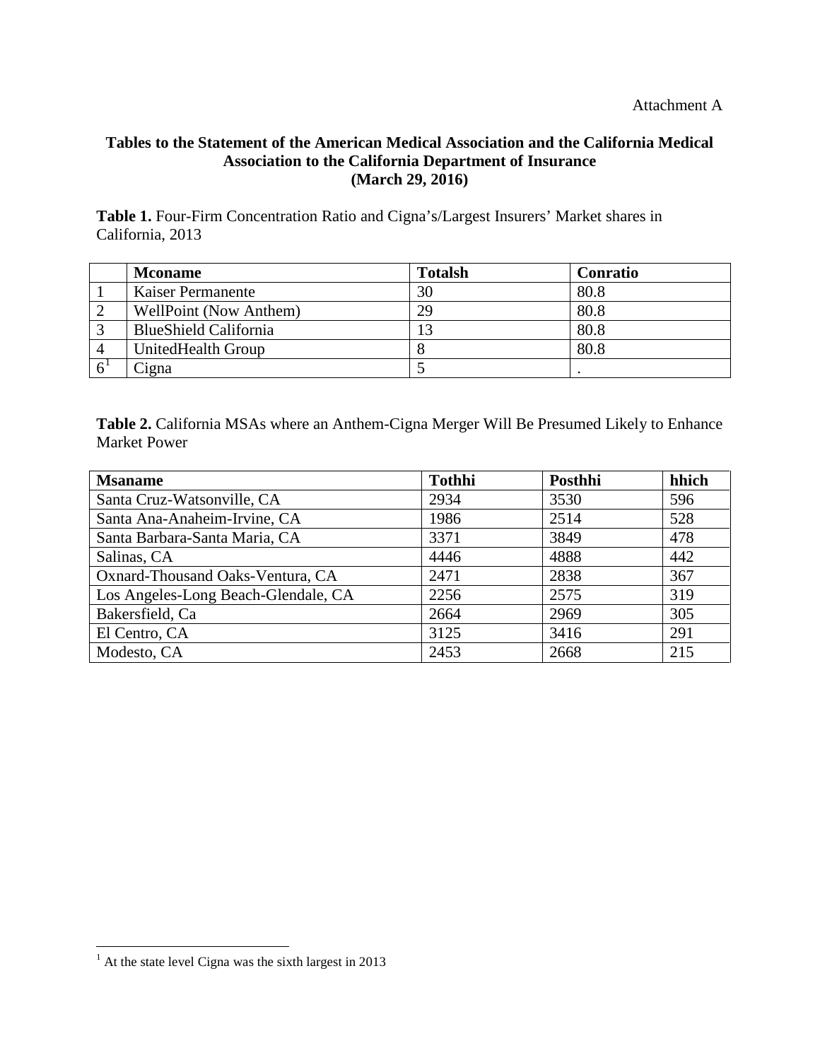Attachment A

**Tables to the Statement of the American Medical Association and the California Medical Association to the California Department of Insurance (March 29, 2016)**

**Table 1.** Four-Firm Concentration Ratio and Cigna's/Largest Insurers' Market shares in California, 2013

| | Mconame | Totalsh | Conratio |
|---|---|---|---|
| 1 | Kaiser Permanente | 30 | 80.8 |
| 2 | WellPoint (Now Anthem) | 29 | 80.8 |
| 3 | BlueShield California | 13 | 80.8 |
| 4 | UnitedHealth Group | 8 | 80.8 |
| 6[1] | Cigna | 5 | . |

**Table 2.** California MSAs where an Anthem-Cigna Merger Will Be Presumed Likely to Enhance Market Power

| Msaname | Tothhi | Posthhi | hhich |
|---|---|---|---|
| Santa Cruz-Watsonville, CA | 2934 | 3530 | 596 |
| Santa Ana-Anaheim-Irvine, CA | 1986 | 2514 | 528 |
| Santa Barbara-Santa Maria, CA | 3371 | 3849 | 478 |
| Salinas, CA | 4446 | 4888 | 442 |
| Oxnard-Thousand Oaks-Ventura, CA | 2471 | 2838 | 367 |
| Los Angeles-Long Beach-Glendale, CA | 2256 | 2575 | 319 |
| Bakersfield, Ca | 2664 | 2969 | 305 |
| El Centro, CA | 3125 | 3416 | 291 |
| Modesto, CA | 2453 | 2668 | 215 |

[1] At the state level Cigna was the sixth largest in 2013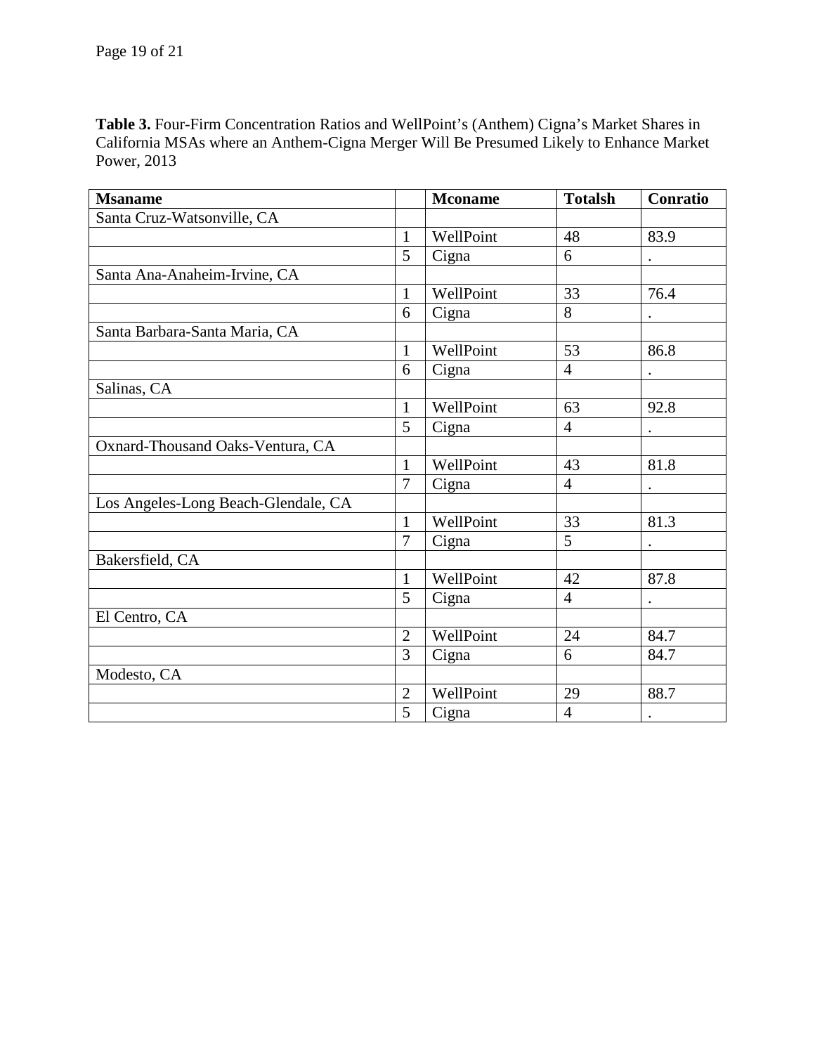**Table 3.** Four-Firm Concentration Ratios and WellPoint's (Anthem) Cigna's Market Shares in California MSAs where an Anthem-Cigna Merger Will Be Presumed Likely to Enhance Market Power, 2013

| Msaname | | Mconame | Totalsh | Conratio |
|---|---|---|---|---|
| Santa Cruz-Watsonville, CA | | | | |
| | 1 | WellPoint | 48 | 83.9 |
| | 5 | Cigna | 6 | . |
| Santa Ana-Anaheim-Irvine, CA | | | | |
| | 1 | WellPoint | 33 | 76.4 |
| | 6 | Cigna | 8 | . |
| Santa Barbara-Santa Maria, CA | | | | |
| | 1 | WellPoint | 53 | 86.8 |
| | 6 | Cigna | 4 | . |
| Salinas, CA | | | | |
| | 1 | WellPoint | 63 | 92.8 |
| | 5 | Cigna | 4 | . |
| Oxnard-Thousand Oaks-Ventura, CA | | | | |
| | 1 | WellPoint | 43 | 81.8 |
| | 7 | Cigna | 4 | . |
| Los Angeles-Long Beach-Glendale, CA | | | | |
| | 1 | WellPoint | 33 | 81.3 |
| | 7 | Cigna | 5 | . |
| Bakersfield, CA | | | | |
| | 1 | WellPoint | 42 | 87.8 |
| | 5 | Cigna | 4 | . |
| El Centro, CA | | | | |
| | 2 | WellPoint | 24 | 84.7 |
| | 3 | Cigna | 6 | 84.7 |
| Modesto, CA | | | | |
| | 2 | WellPoint | 29 | 88.7 |
| | 5 | Cigna | 4 | . |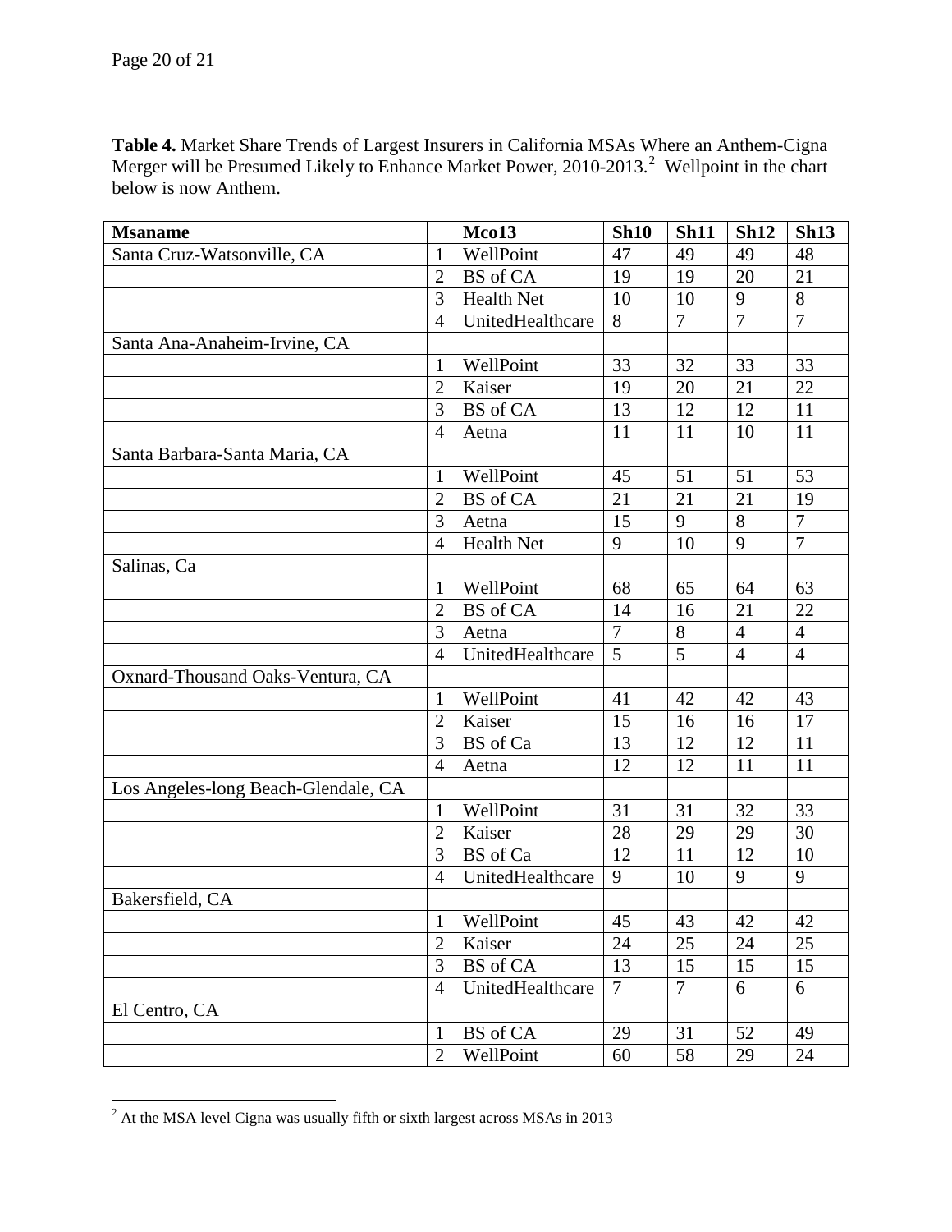**Table 4.** Market Share Trends of Largest Insurers in California MSAs Where an Anthem-Cigna Merger will be Presumed Likely to Enhance Market Power, 2010-2013.[2] Wellpoint in the chart below is now Anthem.

| Msaname | | Mco13 | Sh10 | Sh11 | Sh12 | Sh13 |
|---|---|---|---|---|---|---|
| Santa Cruz-Watsonville, CA | 1 | WellPoint | 47 | 49 | 49 | 48 |
| | 2 | BS of CA | 19 | 19 | 20 | 21 |
| | 3 | Health Net | 10 | 10 | 9 | 8 |
| | 4 | UnitedHealthcare | 8 | 7 | 7 | 7 |
| Santa Ana-Anaheim-Irvine, CA | | | | | | |
| | 1 | WellPoint | 33 | 32 | 33 | 33 |
| | 2 | Kaiser | 19 | 20 | 21 | 22 |
| | 3 | BS of CA | 13 | 12 | 12 | 11 |
| | 4 | Aetna | 11 | 11 | 10 | 11 |
| Santa Barbara-Santa Maria, CA | | | | | | |
| | 1 | WellPoint | 45 | 51 | 51 | 53 |
| | 2 | BS of CA | 21 | 21 | 21 | 19 |
| | 3 | Aetna | 15 | 9 | 8 | 7 |
| | 4 | Health Net | 9 | 10 | 9 | 7 |
| Salinas, Ca | | | | | | |
| | 1 | WellPoint | 68 | 65 | 64 | 63 |
| | 2 | BS of CA | 14 | 16 | 21 | 22 |
| | 3 | Aetna | 7 | 8 | 4 | 4 |
| | 4 | UnitedHealthcare | 5 | 5 | 4 | 4 |
| Oxnard-Thousand Oaks-Ventura, CA | | | | | | |
| | 1 | WellPoint | 41 | 42 | 42 | 43 |
| | 2 | Kaiser | 15 | 16 | 16 | 17 |
| | 3 | BS of Ca | 13 | 12 | 12 | 11 |
| | 4 | Aetna | 12 | 12 | 11 | 11 |
| Los Angeles-long Beach-Glendale, CA | | | | | | |
| | 1 | WellPoint | 31 | 31 | 32 | 33 |
| | 2 | Kaiser | 28 | 29 | 29 | 30 |
| | 3 | BS of Ca | 12 | 11 | 12 | 10 |
| | 4 | UnitedHealthcare | 9 | 10 | 9 | 9 |
| Bakersfield, CA | | | | | | |
| | 1 | WellPoint | 45 | 43 | 42 | 42 |
| | 2 | Kaiser | 24 | 25 | 24 | 25 |
| | 3 | BS of CA | 13 | 15 | 15 | 15 |
| | 4 | UnitedHealthcare | 7 | 7 | 6 | 6 |
| El Centro, CA | | | | | | |
| | 1 | BS of CA | 29 | 31 | 52 | 49 |
| | 2 | WellPoint | 60 | 58 | 29 | 24 |

[2] At the MSA level Cigna was usually fifth or sixth largest across MSAs in 2013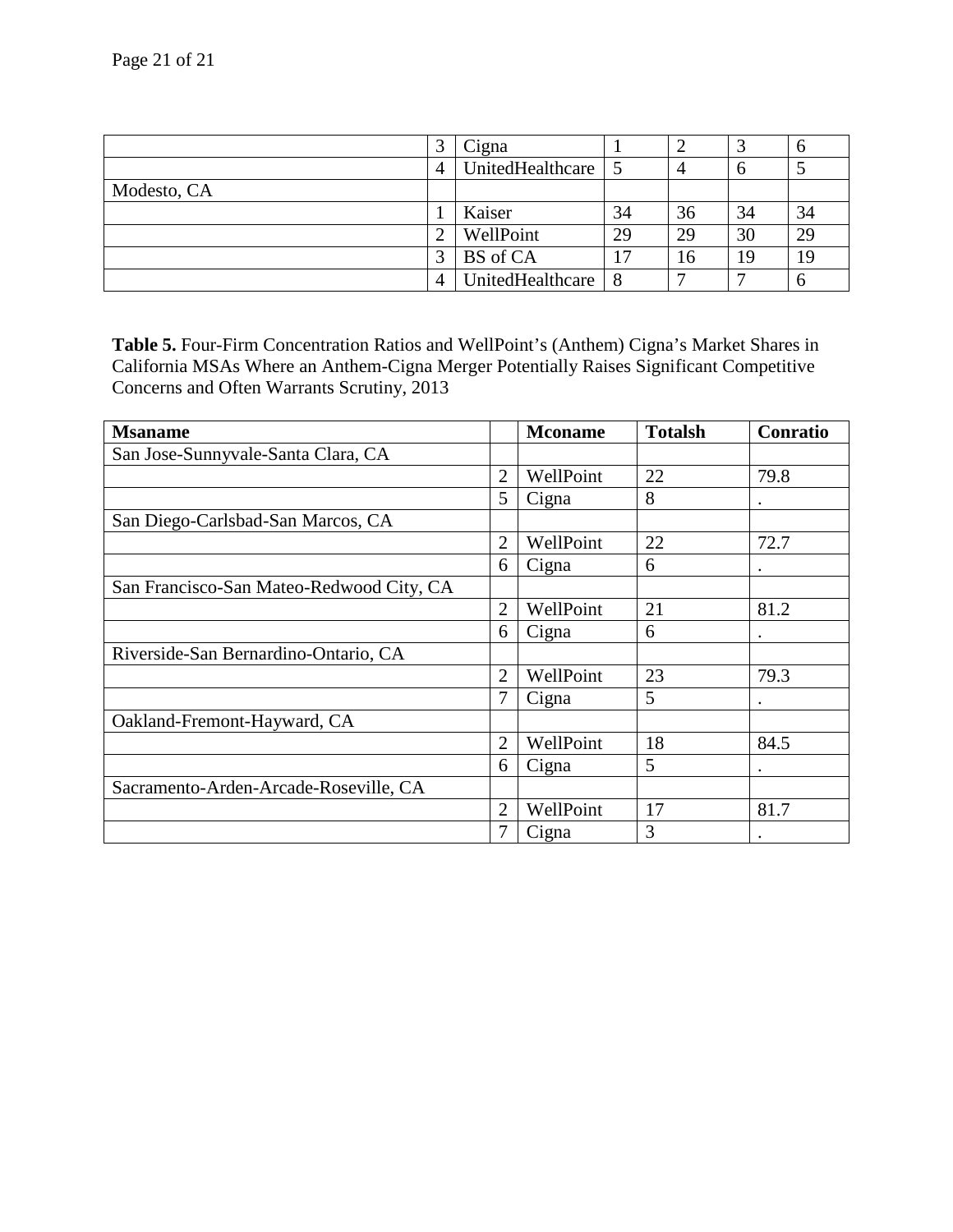| | | | | | | |
|---|---|---|---|---|---|---|
| | 3 | Cigna | 1 | 2 | 3 | 6 |
| | 4 | UnitedHealthcare | 5 | 4 | 6 | 5 |
| Modesto, CA | | | | | | |
| | 1 | Kaiser | 34 | 36 | 34 | 34 |
| | 2 | WellPoint | 29 | 29 | 30 | 29 |
| | 3 | BS of CA | 17 | 16 | 19 | 19 |
| | 4 | UnitedHealthcare | 8 | 7 | 7 | 6 |

**Table 5.** Four-Firm Concentration Ratios and WellPoint's (Anthem) Cigna's Market Shares in California MSAs Where an Anthem-Cigna Merger Potentially Raises Significant Competitive Concerns and Often Warrants Scrutiny, 2013

| **Msaname** | | **Mconame** | **Totalsh** | **Conratio** |
|---|---|---|---|---|
| San Jose-Sunnyvale-Santa Clara, CA | | | | |
| | 2 | WellPoint | 22 | 79.8 |
| | 5 | Cigna | 8 | . |
| San Diego-Carlsbad-San Marcos, CA | | | | |
| | 2 | WellPoint | 22 | 72.7 |
| | 6 | Cigna | 6 | . |
| San Francisco-San Mateo-Redwood City, CA | | | | |
| | 2 | WellPoint | 21 | 81.2 |
| | 6 | Cigna | 6 | . |
| Riverside-San Bernardino-Ontario, CA | | | | |
| | 2 | WellPoint | 23 | 79.3 |
| | 7 | Cigna | 5 | . |
| Oakland-Fremont-Hayward, CA | | | | |
| | 2 | WellPoint | 18 | 84.5 |
| | 6 | Cigna | 5 | . |
| Sacramento-Arden-Arcade-Roseville, CA | | | | |
| | 2 | WellPoint | 17 | 81.7 |
| | 7 | Cigna | 3 | . |